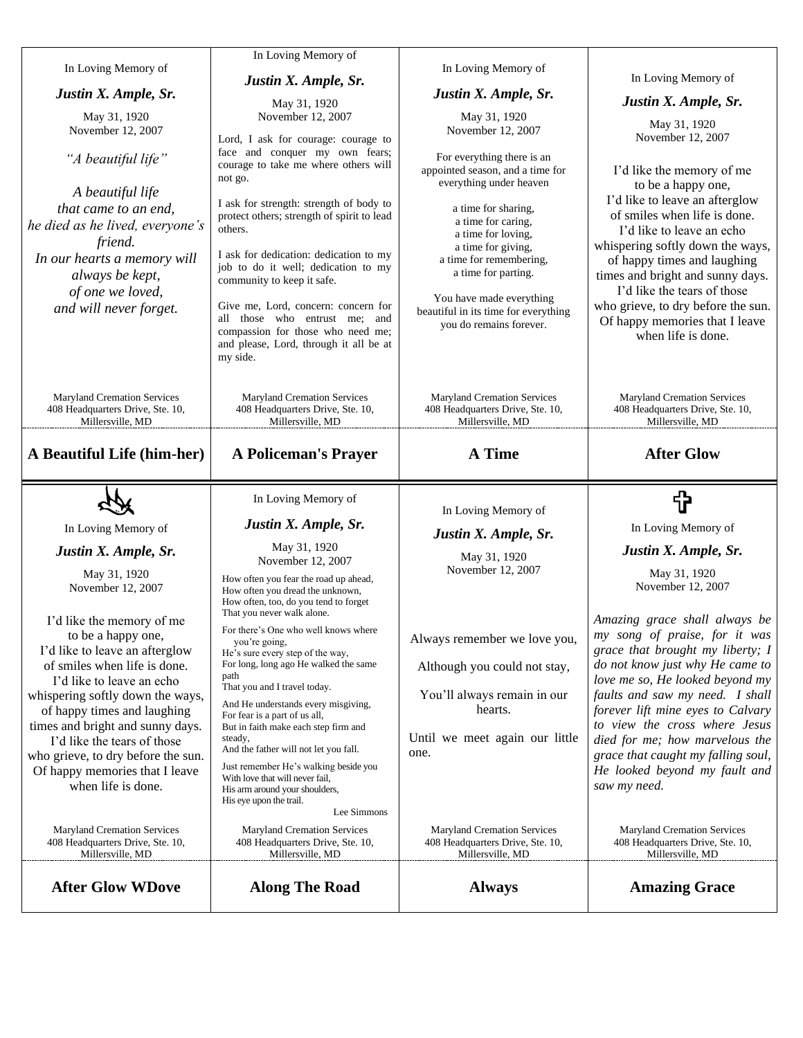In Loving Memory of

***Justin X. Ample, Sr.***

May 31, 1920
November 12, 2007

*"A beautiful life"*

*A beautiful life*
*that came to an end,*
*he died as he lived, everyone's friend.*
*In our hearts a memory will always be kept,*
*of one we loved,*
*and will never forget.*

Maryland Cremation Services
408 Headquarters Drive, Ste. 10,
Millersville, MD

**A Beautiful Life (him-her)**

---

In Loving Memory of

***Justin X. Ample, Sr.***

May 31, 1920
November 12, 2007

Lord, I ask for courage: courage to face and conquer my own fears; courage to take me where others will not go.

I ask for strength: strength of body to protect others; strength of spirit to lead others.

I ask for dedication: dedication to my job to do it well; dedication to my community to keep it safe.

Give me, Lord, concern: concern for all those who entrust me; and compassion for those who need me; and please, Lord, through it all be at my side.

Maryland Cremation Services
408 Headquarters Drive, Ste. 10,
Millersville, MD

**A Policeman's Prayer**

---

In Loving Memory of

***Justin X. Ample, Sr.***

May 31, 1920
November 12, 2007

For everything there is an appointed season, and a time for everything under heaven

a time for sharing,
a time for caring,
a time for loving,
a time for giving,
a time for remembering,
a time for parting.

You have made everything beautiful in its time for everything you do remains forever.

Maryland Cremation Services
408 Headquarters Drive, Ste. 10,
Millersville, MD

**A Time**

---

In Loving Memory of

***Justin X. Ample, Sr.***

May 31, 1920
November 12, 2007

I'd like the memory of me
to be a happy one,
I'd like to leave an afterglow
of smiles when life is done.
I'd like to leave an echo
whispering softly down the ways,
of happy times and laughing
times and bright and sunny days.
I'd like the tears of those
who grieve, to dry before the sun.
Of happy memories that I leave
when life is done.

Maryland Cremation Services
408 Headquarters Drive, Ste. 10,
Millersville, MD

**After Glow**

---

In Loving Memory of

***Justin X. Ample, Sr.***

May 31, 1920
November 12, 2007

I'd like the memory of me
to be a happy one,
I'd like to leave an afterglow
of smiles when life is done.
I'd like to leave an echo
whispering softly down the ways,
of happy times and laughing
times and bright and sunny days.
I'd like the tears of those
who grieve, to dry before the sun.
Of happy memories that I leave
when life is done.

Maryland Cremation Services
408 Headquarters Drive, Ste. 10,
Millersville, MD

**After Glow WDove**

---

In Loving Memory of

***Justin X. Ample, Sr.***

May 31, 1920
November 12, 2007

How often you fear the road up ahead,
How often you dread the unknown,
How often, too, do you tend to forget
That you never walk alone.

For there's One who well knows where you're going,
He's sure every step of the way,
For long, long ago He walked the same path
That you and I travel today.

And He understands every misgiving,
For fear is a part of us all,
But in faith make each step firm and steady,
And the father will not let you fall.

Just remember He's walking beside you
With love that will never fail,
His arm around your shoulders,
His eye upon the trail.

Lee Simmons

Maryland Cremation Services
408 Headquarters Drive, Ste. 10,
Millersville, MD

**Along The Road**

---

In Loving Memory of

***Justin X. Ample, Sr.***

May 31, 1920
November 12, 2007

Always remember we love you,

Although you could not stay,

You'll always remain in our hearts.

Until we meet again our little one.

Maryland Cremation Services
408 Headquarters Drive, Ste. 10,
Millersville, MD

**Always**

---

In Loving Memory of

***Justin X. Ample, Sr.***

May 31, 1920
November 12, 2007

*Amazing grace shall always be my song of praise, for it was grace that brought my liberty; I do not know just why He came to love me so, He looked beyond my faults and saw my need. I shall forever lift mine eyes to Calvary to view the cross where Jesus died for me; how marvelous the grace that caught my falling soul, He looked beyond my fault and saw my need.*

Maryland Cremation Services
408 Headquarters Drive, Ste. 10,
Millersville, MD

**Amazing Grace**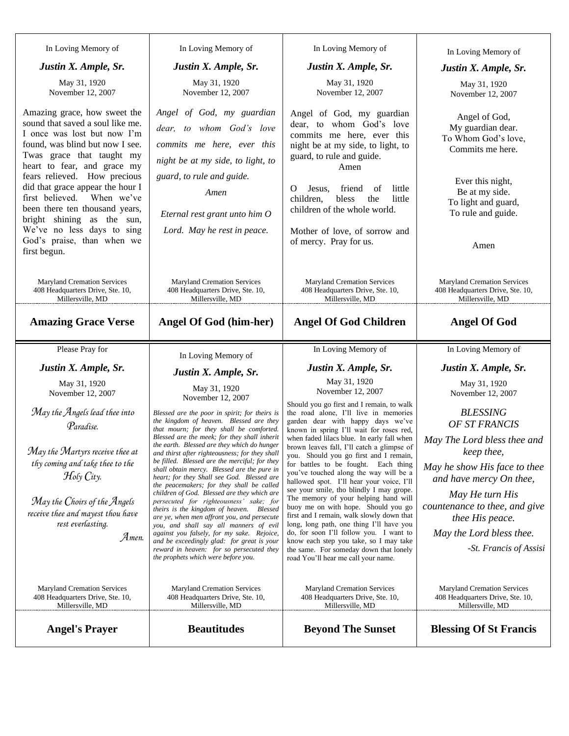## Amazing Grace Verse

In Loving Memory of

***Justin X. Ample, Sr.***

May 31, 1920
November 12, 2007

Amazing grace, how sweet the sound that saved a soul like me. I once was lost but now I'm found, was blind but now I see. Twas grace that taught my heart to fear, and grace my fears relieved. How precious did that grace appear the hour I first believed. When we've been there ten thousand years, bright shining as the sun, We've no less days to sing God's praise, than when we first begun.

Maryland Cremation Services
408 Headquarters Drive, Ste. 10,
Millersville, MD

---

## Angel Of God (him-her)

In Loving Memory of

***Justin X. Ample, Sr.***

May 31, 1920
November 12, 2007

*Angel of God, my guardian dear, to whom God's love commits me here, ever this night be at my side, to light, to guard, to rule and guide.*

*Amen*

*Eternal rest grant unto him O Lord. May he rest in peace.*

Maryland Cremation Services
408 Headquarters Drive, Ste. 10,
Millersville, MD

---

## Angel Of God Children

In Loving Memory of

***Justin X. Ample, Sr.***

May 31, 1920
November 12, 2007

Angel of God, my guardian dear, to whom God's love commits me here, ever this night be at my side, to light, to guard, to rule and guide.
Amen

O Jesus, friend of little children, bless the little children of the whole world.

Mother of love, of sorrow and of mercy. Pray for us.

Maryland Cremation Services
408 Headquarters Drive, Ste. 10,
Millersville, MD

---

## Angel Of God

In Loving Memory of

***Justin X. Ample, Sr.***

May 31, 1920
November 12, 2007

Angel of God,
My guardian dear.
To Whom God's love,
Commits me here.

Ever this night,
Be at my side.
To light and guard,
To rule and guide.

Amen

Maryland Cremation Services
408 Headquarters Drive, Ste. 10,
Millersville, MD

---

## Angel's Prayer

Please Pray for

***Justin X. Ample, Sr.***

May 31, 1920
November 12, 2007

*May the Angels lead thee into Paradise.*

*May the Martyrs receive thee at thy coming and take thee to the Holy City.*

*May the Choirs of the Angels receive thee and mayest thou have rest everlasting.*

*Amen.*

Maryland Cremation Services
408 Headquarters Drive, Ste. 10,
Millersville, MD

---

## Beautitudes

In Loving Memory of

***Justin X. Ample, Sr.***

May 31, 1920
November 12, 2007

*Blessed are the poor in spirit; for theirs is the kingdom of heaven. Blessed are they that mourn; for they shall be comforted. Blessed are the meek; for they shall inherit the earth. Blessed are they which do hunger and thirst after righteousness; for they shall be filled. Blessed are the merciful; for they shall obtain mercy. Blessed are the pure in heart; for they Shall see God. Blessed are the peacemakers; for they shall be called children of God. Blessed are they which are persecuted for righteousness' sake; for theirs is the kingdom of heaven. Blessed are ye, when men affront you, and persecute you, and shall say all manners of evil against you falsely, for my sake. Rejoice, and be exceedingly glad: for great is your reward in heaven: for so persecuted they the prophets which were before you.*

Maryland Cremation Services
408 Headquarters Drive, Ste. 10,
Millersville, MD

---

## Beyond The Sunset

In Loving Memory of

***Justin X. Ample, Sr.***

May 31, 1920
November 12, 2007

Should you go first and I remain, to walk the road alone, I'll live in memories garden dear with happy days we've known in spring I'll wait for roses red, when faded lilacs blue. In early fall when brown leaves fall, I'll catch a glimpse of you. Should you go first and I remain, for battles to be fought. Each thing you've touched along the way will be a hallowed spot. I'll hear your voice, I'll see your smile, tho blindly I may grope. The memory of your helping hand will buoy me on with hope. Should you go first and I remain, walk slowly down that long, long path, one thing I'll have you do, for soon I'll follow you. I want to know each step you take, so I may take the same. For someday down that lonely road You'll hear me call your name.

Maryland Cremation Services
408 Headquarters Drive, Ste. 10,
Millersville, MD

---

## Blessing Of St Francis

In Loving Memory of

***Justin X. Ample, Sr.***

May 31, 1920
November 12, 2007

*BLESSING OF ST FRANCIS*

*May The Lord bless thee and keep thee,*

*May he show His face to thee and have mercy On thee,*

*May He turn His countenance to thee, and give thee His peace.*

*May the Lord bless thee.*

*-St. Francis of Assisi*

Maryland Cremation Services
408 Headquarters Drive, Ste. 10,
Millersville, MD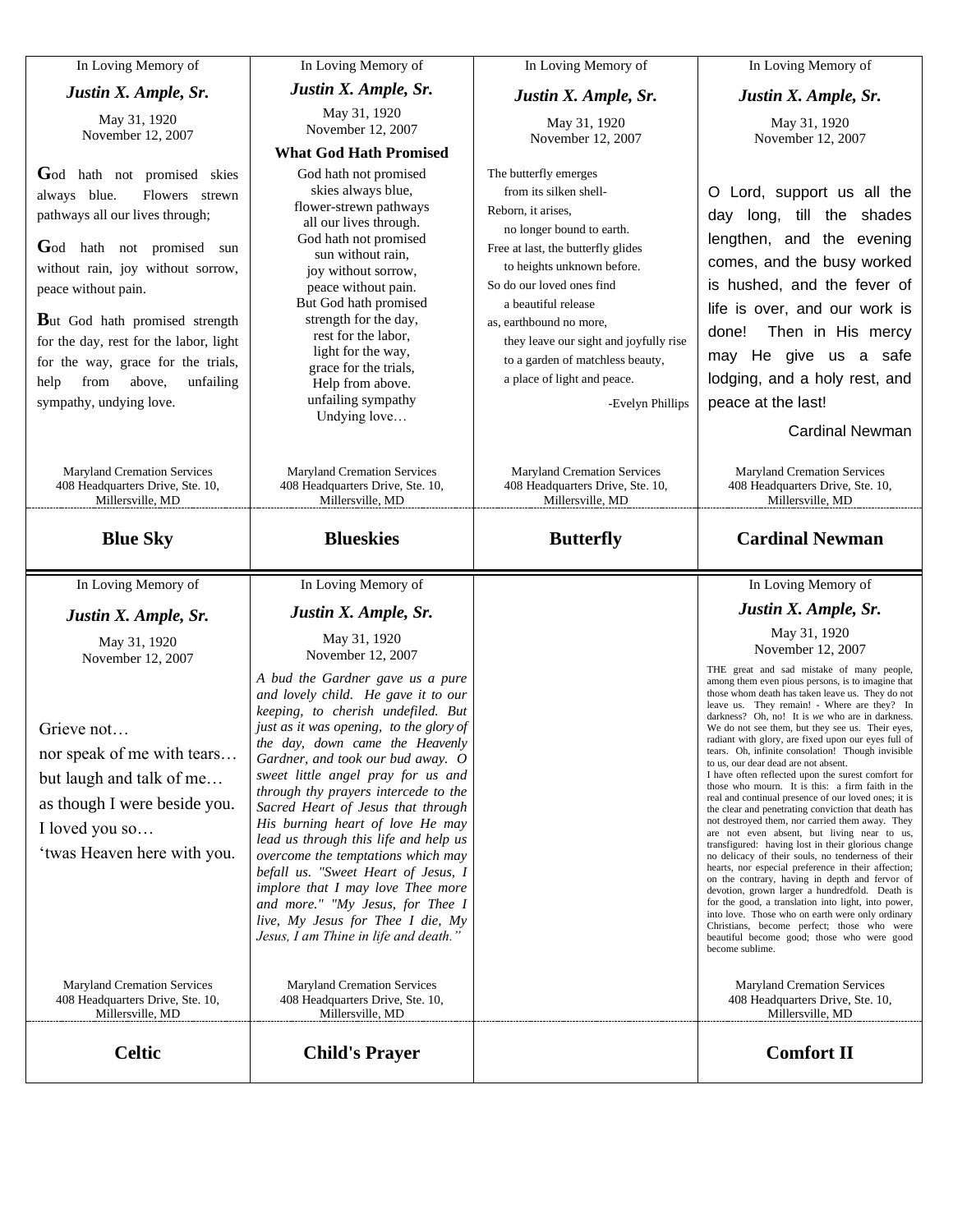## Blue Sky

In Loving Memory of

***Justin X. Ample, Sr.***

May 31, 1920
November 12, 2007

**G**od hath not promised skies always blue. Flowers strewn pathways all our lives through;

**G**od hath not promised sun without rain, joy without sorrow, peace without pain.

**B**ut God hath promised strength for the day, rest for the labor, light for the way, grace for the trials, help from above, unfailing sympathy, undying love.

Maryland Cremation Services
408 Headquarters Drive, Ste. 10,
Millersville, MD

## Blueskies

In Loving Memory of

***Justin X. Ample, Sr.***

May 31, 1920
November 12, 2007

**What God Hath Promised**

God hath not promised
skies always blue,
flower-strewn pathways
all our lives through.
God hath not promised
sun without rain,
joy without sorrow,
peace without pain.
But God hath promised
strength for the day,
rest for the labor,
light for the way,
grace for the trials,
Help from above.
unfailing sympathy
Undying love…

Maryland Cremation Services
408 Headquarters Drive, Ste. 10,
Millersville, MD

## Butterfly

In Loving Memory of

***Justin X. Ample, Sr.***

May 31, 1920
November 12, 2007

The butterfly emerges
from its silken shell-
Reborn, it arises,
no longer bound to earth.
Free at last, the butterfly glides
to heights unknown before.
So do our loved ones find
a beautiful release
as, earthbound no more,
they leave our sight and joyfully rise
to a garden of matchless beauty,
a place of light and peace.

-Evelyn Phillips

Maryland Cremation Services
408 Headquarters Drive, Ste. 10,
Millersville, MD

## Cardinal Newman

In Loving Memory of

***Justin X. Ample, Sr.***

May 31, 1920
November 12, 2007

O Lord, support us all the day long, till the shades lengthen, and the evening comes, and the busy worked is hushed, and the fever of life is over, and our work is done! Then in His mercy may He give us a safe lodging, and a holy rest, and peace at the last!

Cardinal Newman

Maryland Cremation Services
408 Headquarters Drive, Ste. 10,
Millersville, MD

## Celtic

In Loving Memory of

***Justin X. Ample, Sr.***

May 31, 1920
November 12, 2007

Grieve not…
nor speak of me with tears…
but laugh and talk of me…
as though I were beside you.
I loved you so…
'twas Heaven here with you.

Maryland Cremation Services
408 Headquarters Drive, Ste. 10,
Millersville, MD

## Child's Prayer

In Loving Memory of

***Justin X. Ample, Sr.***

May 31, 1920
November 12, 2007

*A bud the Gardner gave us a pure and lovely child. He gave it to our keeping, to cherish undefiled. But just as it was opening, to the glory of the day, down came the Heavenly Gardner, and took our bud away. O sweet little angel pray for us and through thy prayers intercede to the Sacred Heart of Jesus that through His burning heart of love He may lead us through this life and help us overcome the temptations which may befall us. "Sweet Heart of Jesus, I implore that I may love Thee more and more." "My Jesus, for Thee I live, My Jesus for Thee I die, My Jesus, I am Thine in life and death."*

Maryland Cremation Services
408 Headquarters Drive, Ste. 10,
Millersville, MD

## Comfort II

In Loving Memory of

***Justin X. Ample, Sr.***

May 31, 1920
November 12, 2007

THE great and sad mistake of many people, among them even pious persons, is to imagine that those whom death has taken leave us. They do not leave us. They remain! - Where are they? In darkness? Oh, no! It is *we* who are in darkness. We do not see them, but they see us. Their eyes, radiant with glory, are fixed upon our eyes full of tears. Oh, infinite consolation! Though invisible to us, our dear dead are not absent.

I have often reflected upon the surest comfort for those who mourn. It is this: a firm faith in the real and continual presence of our loved ones; it is the clear and penetrating conviction that death has not destroyed them, nor carried them away. They are not even absent, but living near to us, transfigured: having lost in their glorious change no delicacy of their souls, no tenderness of their hearts, nor especial preference in their affection; on the contrary, having in depth and fervor of devotion, grown larger a hundredfold. Death is for the good, a translation into light, into power, into love. Those who on earth were only ordinary Christians, become perfect; those who were beautiful become good; those who were good become sublime.

Maryland Cremation Services
408 Headquarters Drive, Ste. 10,
Millersville, MD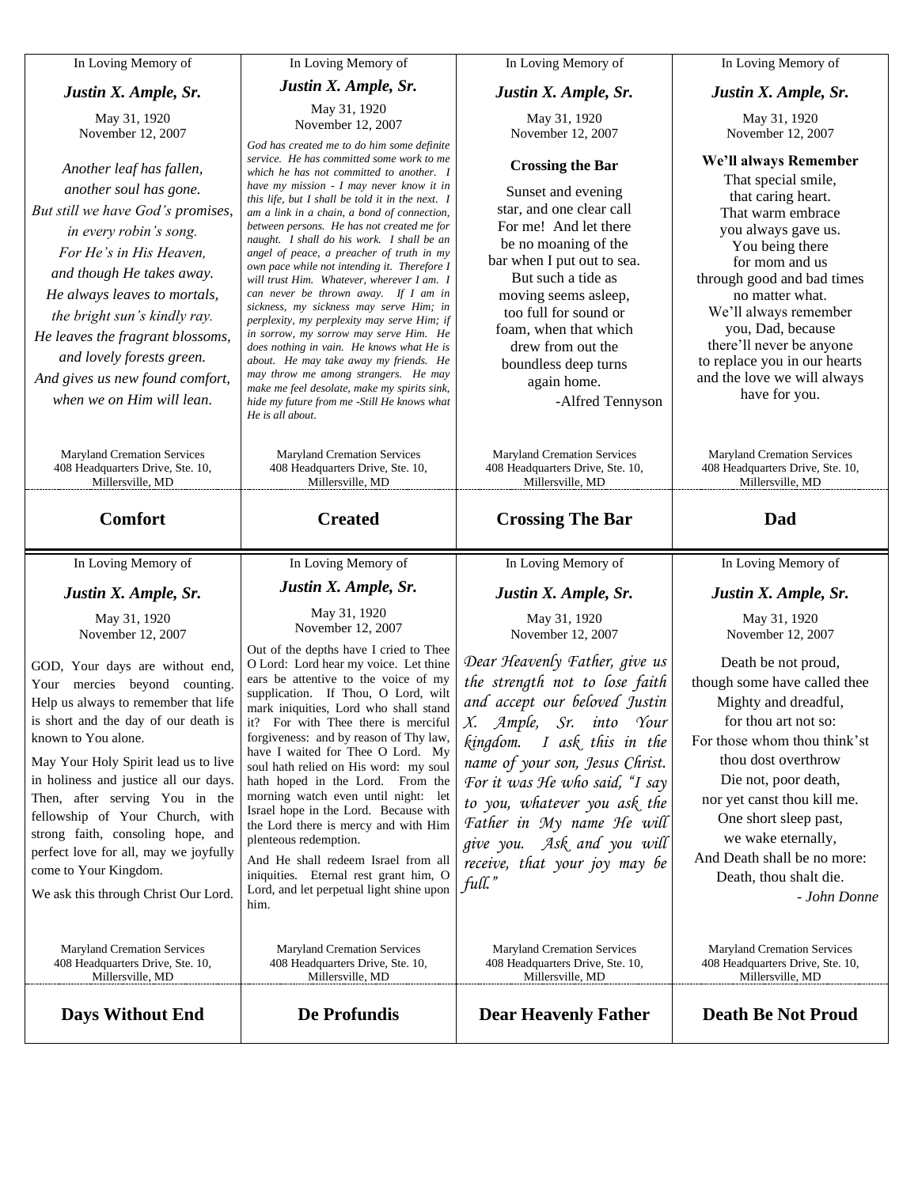In Loving Memory of

***Justin X. Ample, Sr.***

May 31, 1920
November 12, 2007

*Another leaf has fallen,*
*another soul has gone.*
*But still we have God's promises,*
*in every robin's song.*
*For He's in His Heaven,*
*and though He takes away.*
*He always leaves to mortals,*
*the bright sun's kindly ray.*
*He leaves the fragrant blossoms,*
*and lovely forests green.*
*And gives us new found comfort,*
*when we on Him will lean.*

Maryland Cremation Services
408 Headquarters Drive, Ste. 10,
Millersville, MD

## Comfort

---

In Loving Memory of

***Justin X. Ample, Sr.***

May 31, 1920
November 12, 2007

*God has created me to do him some definite service. He has committed some work to me which he has not committed to another. I have my mission - I may never know it in this life, but I shall be told it in the next. I am a link in a chain, a bond of connection, between persons. He has not created me for naught. I shall do his work. I shall be an angel of peace, a preacher of truth in my own pace while not intending it. Therefore I will trust Him. Whatever, wherever I am. I can never be thrown away. If I am in sickness, my sickness may serve Him; in perplexity, my perplexity may serve Him; if in sorrow, my sorrow may serve Him. He does nothing in vain. He knows what He is about. He may take away my friends. He may throw me among strangers. He may make me feel desolate, make my spirits sink, hide my future from me -Still He knows what He is all about.*

Maryland Cremation Services
408 Headquarters Drive, Ste. 10,
Millersville, MD

## Created

---

In Loving Memory of

***Justin X. Ample, Sr.***

May 31, 1920
November 12, 2007

**Crossing the Bar**

Sunset and evening
star, and one clear call
For me! And let there
be no moaning of the
bar when I put out to sea.
But such a tide as
moving seems asleep,
too full for sound or
foam, when that which
drew from out the
boundless deep turns
again home.
-Alfred Tennyson

Maryland Cremation Services
408 Headquarters Drive, Ste. 10,
Millersville, MD

## Crossing The Bar

---

In Loving Memory of

***Justin X. Ample, Sr.***

May 31, 1920
November 12, 2007

**We'll always Remember**

That special smile,
that caring heart.
That warm embrace
you always gave us.
You being there
for mom and us
through good and bad times
no matter what.
We'll always remember
you, Dad, because
there'll never be anyone
to replace you in our hearts
and the love we will always
have for you.

Maryland Cremation Services
408 Headquarters Drive, Ste. 10,
Millersville, MD

## Dad

---

In Loving Memory of

***Justin X. Ample, Sr.***

May 31, 1920
November 12, 2007

GOD, Your days are without end, Your mercies beyond counting. Help us always to remember that life is short and the day of our death is known to You alone.

May Your Holy Spirit lead us to live in holiness and justice all our days. Then, after serving You in the fellowship of Your Church, with strong faith, consoling hope, and perfect love for all, may we joyfully come to Your Kingdom.

We ask this through Christ Our Lord.

Maryland Cremation Services
408 Headquarters Drive, Ste. 10,
Millersville, MD

## Days Without End

---

In Loving Memory of

***Justin X. Ample, Sr.***

May 31, 1920
November 12, 2007

Out of the depths have I cried to Thee O Lord: Lord hear my voice. Let thine ears be attentive to the voice of my supplication. If Thou, O Lord, wilt mark iniquities, Lord who shall stand it? For with Thee there is merciful forgiveness: and by reason of Thy law, have I waited for Thee O Lord. My soul hath relied on His word: my soul hath hoped in the Lord. From the morning watch even until night: let Israel hope in the Lord. Because with the Lord there is mercy and with Him plenteous redemption.

And He shall redeem Israel from all iniquities. Eternal rest grant him, O Lord, and let perpetual light shine upon him.

Maryland Cremation Services
408 Headquarters Drive, Ste. 10,
Millersville, MD

## De Profundis

---

In Loving Memory of

***Justin X. Ample, Sr.***

May 31, 1920
November 12, 2007

*Dear Heavenly Father, give us the strength not to lose faith and accept our beloved Justin X. Ample, Sr. into Your kingdom. I ask this in the name of your son, Jesus Christ. For it was He who said, "I say to you, whatever you ask the Father in My name He will give you. Ask and you will receive, that your joy may be full."*

Maryland Cremation Services
408 Headquarters Drive, Ste. 10,
Millersville, MD

## Dear Heavenly Father

---

In Loving Memory of

***Justin X. Ample, Sr.***

May 31, 1920
November 12, 2007

Death be not proud,
though some have called thee
Mighty and dreadful,
for thou art not so:
For those whom thou think'st
thou dost overthrow
Die not, poor death,
nor yet canst thou kill me.
One short sleep past,
we wake eternally,
And Death shall be no more:
Death, thou shalt die.
*- John Donne*

Maryland Cremation Services
408 Headquarters Drive, Ste. 10,
Millersville, MD

## Death Be Not Proud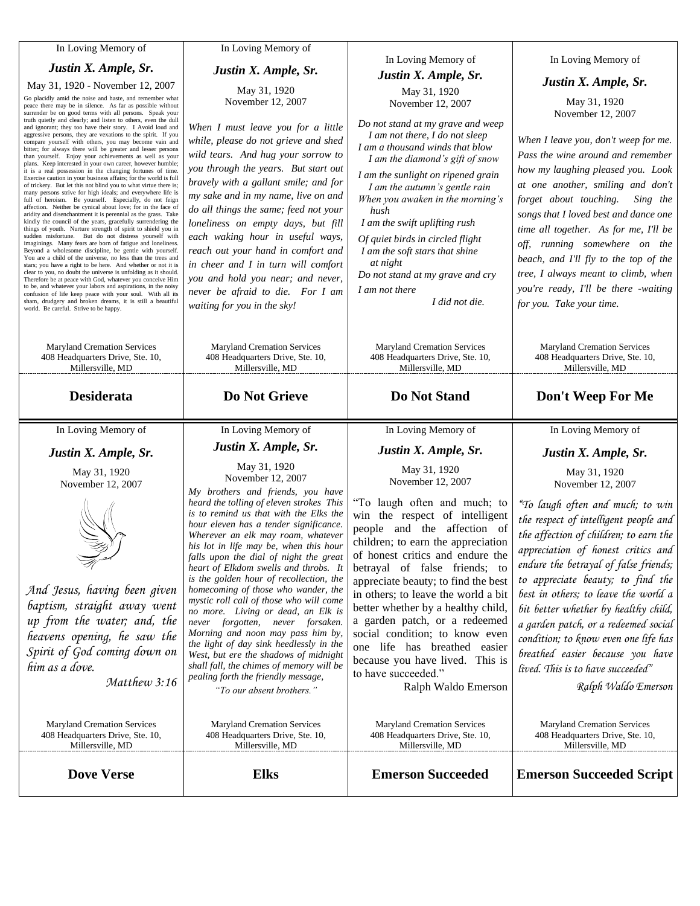In Loving Memory of

***Justin X. Ample, Sr.***

May 31, 1920 - November 12, 2007

Go placidly amid the noise and haste, and remember what peace there may be in silence. As far as possible without surrender be on good terms with all persons. Speak your truth quietly and clearly; and listen to others, even the dull and ignorant; they too have their story. I Avoid loud and aggressive persons, they are vexations to the spirit. If you compare yourself with others, you may become vain and bitter; for always there will be greater and lesser persons than yourself. Enjoy your achievements as well as your plans. Keep interested in your own career, however humble; it is a real possession in the changing fortunes of time. Exercise caution in your business affairs; for the world is full of trickery. But let this not blind you to what virtue there is; many persons strive for high ideals; and everywhere life is full of heroism. Be yourself. Especially, do not feign affection. Neither be cynical about love; for in the face of aridity and disenchantment it is perennial as the grass. Take kindly the council of the years, gracefully surrendering the things of youth. Nurture strength of spirit to shield you in sudden misfortune. But do not distress yourself with imaginings. Many fears are born of fatigue and loneliness. Beyond a wholesome discipline, be gentle with yourself. You are a child of the universe, no less than the trees and stars; you have a right to be here. And whether or not it is clear to you, no doubt the universe is unfolding as it should. Therefore be at peace with God, whatever you conceive Him to be, and whatever your labors and aspirations, in the noisy confusion of life keep peace with your soul. With all its sham, drudgery and broken dreams, it is still a beautiful world. Be careful. Strive to be happy.

Maryland Cremation Services
408 Headquarters Drive, Ste. 10,
Millersville, MD

**Desiderata**

In Loving Memory of

***Justin X. Ample, Sr.***

May 31, 1920
November 12, 2007

*When I must leave you for a little while, please do not grieve and shed wild tears. And hug your sorrow to you through the years. But start out bravely with a gallant smile; and for my sake and in my name, live on and do all things the same; feed not your loneliness on empty days, but fill each waking hour in useful ways, reach out your hand in comfort and in cheer and I in turn will comfort you and hold you near; and never, never be afraid to die. For I am waiting for you in the sky!*

Maryland Cremation Services
408 Headquarters Drive, Ste. 10,
Millersville, MD

**Do Not Grieve**

In Loving Memory of

***Justin X. Ample, Sr.***

May 31, 1920
November 12, 2007

*Do not stand at my grave and weep*
*I am not there, I do not sleep*
*I am a thousand winds that blow*
*I am the diamond's gift of snow*
*I am the sunlight on ripened grain*
*I am the autumn's gentle rain*
*When you awaken in the morning's hush*
*I am the swift uplifting rush*
*Of quiet birds in circled flight*
*I am the soft stars that shine at night*
*Do not stand at my grave and cry*
*I am not there*
*I did not die.*

Maryland Cremation Services
408 Headquarters Drive, Ste. 10,
Millersville, MD

**Do Not Stand**

In Loving Memory of

***Justin X. Ample, Sr.***

May 31, 1920
November 12, 2007

*When I leave you, don't weep for me. Pass the wine around and remember how my laughing pleased you. Look at one another, smiling and don't forget about touching. Sing the songs that I loved best and dance one time all together. As for me, I'll be off, running somewhere on the beach, and I'll fly to the top of the tree, I always meant to climb, when you're ready, I'll be there -waiting for you. Take your time.*

Maryland Cremation Services
408 Headquarters Drive, Ste. 10,
Millersville, MD

**Don't Weep For Me**

In Loving Memory of

***Justin X. Ample, Sr.***

May 31, 1920
November 12, 2007

*And Jesus, having been given baptism, straight away went up from the water; and, the heavens opening, he saw the Spirit of God coming down on him as a dove.*

*Matthew 3:16*

Maryland Cremation Services
408 Headquarters Drive, Ste. 10,
Millersville, MD

**Dove Verse**

In Loving Memory of

***Justin X. Ample, Sr.***

May 31, 1920
November 12, 2007

*My brothers and friends, you have heard the tolling of eleven strokes This is to remind us that with the Elks the hour eleven has a tender significance. Wherever an elk may roam, whatever his lot in life may be, when this hour falls upon the dial of night the great heart of Elkdom swells and throbs. It is the golden hour of recollection, the homecoming of those who wander, the mystic roll call of those who will come no more. Living or dead, an Elk is never forgotten, never forsaken. Morning and noon may pass him by, the light of day sink heedlessly in the West, but ere the shadows of midnight shall fall, the chimes of memory will be pealing forth the friendly message,*

*"To our absent brothers."*

Maryland Cremation Services
408 Headquarters Drive, Ste. 10,
Millersville, MD

**Elks**

In Loving Memory of

***Justin X. Ample, Sr.***

May 31, 1920
November 12, 2007

"To laugh often and much; to win the respect of intelligent people and the affection of children; to earn the appreciation of honest critics and endure the betrayal of false friends; to appreciate beauty; to find the best in others; to leave the world a bit better whether by a healthy child, a garden patch, or a redeemed social condition; to know even one life has breathed easier because you have lived. This is to have succeeded."

Ralph Waldo Emerson

Maryland Cremation Services
408 Headquarters Drive, Ste. 10,
Millersville, MD

**Emerson Succeeded**

In Loving Memory of

***Justin X. Ample, Sr.***

May 31, 1920
November 12, 2007

*"To laugh often and much; to win the respect of intelligent people and the affection of children; to earn the appreciation of honest critics and endure the betrayal of false friends; to appreciate beauty; to find the best in others; to leave the world a bit better whether by healthy child, a garden patch, or a redeemed social condition; to know even one life has breathed easier because you have lived. This is to have succeeded"*

*Ralph Waldo Emerson*

Maryland Cremation Services
408 Headquarters Drive, Ste. 10,
Millersville, MD

**Emerson Succeeded Script**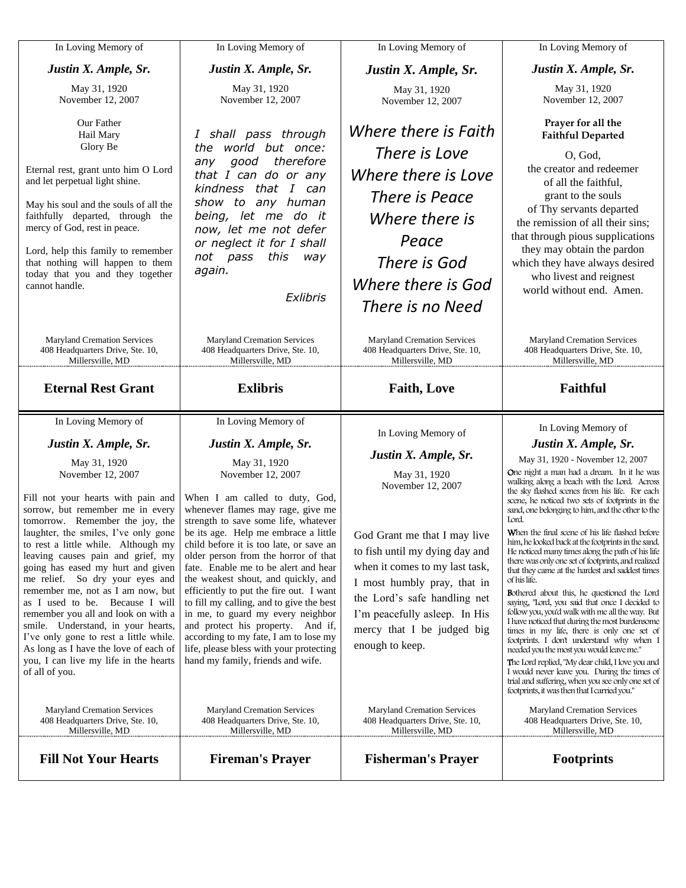In Loving Memory of

***Justin X. Ample, Sr.***

May 31, 1920
November 12, 2007

Our Father
Hail Mary
Glory Be

Eternal rest, grant unto him O Lord and let perpetual light shine.

May his soul and the souls of all the faithfully departed, through the mercy of God, rest in peace.

Lord, help this family to remember that nothing will happen to them today that you and they together cannot handle.

Maryland Cremation Services
408 Headquarters Drive, Ste. 10,
Millersville, MD

**Eternal Rest Grant**

---

In Loving Memory of

***Justin X. Ample, Sr.***

May 31, 1920
November 12, 2007

*I shall pass through the world but once: any good therefore that I can do or any kindness that I can show to any human being, let me do it now, let me not defer or neglect it for I shall not pass this way again.*

*Exlibris*

Maryland Cremation Services
408 Headquarters Drive, Ste. 10,
Millersville, MD

**Exlibris**

---

In Loving Memory of

***Justin X. Ample, Sr.***

May 31, 1920
November 12, 2007

*Where there is Faith*
*There is Love*
*Where there is Love*
*There is Peace*
*Where there is Peace*
*There is God*
*Where there is God*
*There is no Need*

Maryland Cremation Services
408 Headquarters Drive, Ste. 10,
Millersville, MD

**Faith, Love**

---

In Loving Memory of

***Justin X. Ample, Sr.***

May 31, 1920
November 12, 2007

**Prayer for all the Faithful Departed**

O, God,
the creator and redeemer
of all the faithful,
grant to the souls
of Thy servants departed
the remission of all their sins;
that through pious supplications
they may obtain the pardon
which they have always desired
who livest and reignest
world without end. Amen.

Maryland Cremation Services
408 Headquarters Drive, Ste. 10,
Millersville, MD

**Faithful**

---

In Loving Memory of

***Justin X. Ample, Sr.***

May 31, 1920
November 12, 2007

Fill not your hearts with pain and sorrow, but remember me in every tomorrow. Remember the joy, the laughter, the smiles, I've only gone to rest a little while. Although my leaving causes pain and grief, my going has eased my hurt and given me relief. So dry your eyes and remember me, not as I am now, but as I used to be. Because I will remember you all and look on with a smile. Understand, in your hearts, I've only gone to rest a little while. As long as I have the love of each of you, I can live my life in the hearts of all of you.

Maryland Cremation Services
408 Headquarters Drive, Ste. 10,
Millersville, MD

**Fill Not Your Hearts**

---

In Loving Memory of

***Justin X. Ample, Sr.***

May 31, 1920
November 12, 2007

When I am called to duty, God, whenever flames may rage, give me strength to save some life, whatever be its age. Help me embrace a little child before it is too late, or save an older person from the horror of that fate. Enable me to be alert and hear the weakest shout, and quickly, and efficiently to put the fire out. I want to fill my calling, and to give the best in me, to guard my every neighbor and protect his property. And if, according to my fate, I am to lose my life, please bless with your protecting hand my family, friends and wife.

Maryland Cremation Services
408 Headquarters Drive, Ste. 10,
Millersville, MD

**Fireman's Prayer**

---

In Loving Memory of

***Justin X. Ample, Sr.***

May 31, 1920
November 12, 2007

God Grant me that I may live to fish until my dying day and when it comes to my last task, I most humbly pray, that in the Lord's safe handling net I'm peacefully asleep. In His mercy that I be judged big enough to keep.

Maryland Cremation Services
408 Headquarters Drive, Ste. 10,
Millersville, MD

**Fisherman's Prayer**

---

In Loving Memory of

***Justin X. Ample, Sr.***

May 31, 1920 - November 12, 2007

One night a man had a dream. In it he was walking along a beach with the Lord. Across the sky flashed scenes from his life. For each scene, he noticed two sets of footprints in the sand, one belonging to him, and the other to the Lord.

When the final scene of his life flashed before him, he looked back at the footprints in the sand. He noticed many times along the path of his life there was only one set of footprints, and realized that they came at the hardest and saddest times of his life.

Bothered about this, he questioned the Lord saying, "Lord, you said that once I decided to follow you, you'd walk with me all the way. But I have noticed that during the most burdensome times in my life, there is only one set of footprints. I don't understand why when I needed you the most you would leave me."

The Lord replied, "My dear child, I love you and I would never leave you. During the times of trial and suffering, when you see only one set of footprints, it was then that I carried you."

Maryland Cremation Services
408 Headquarters Drive, Ste. 10,
Millersville, MD

**Footprints**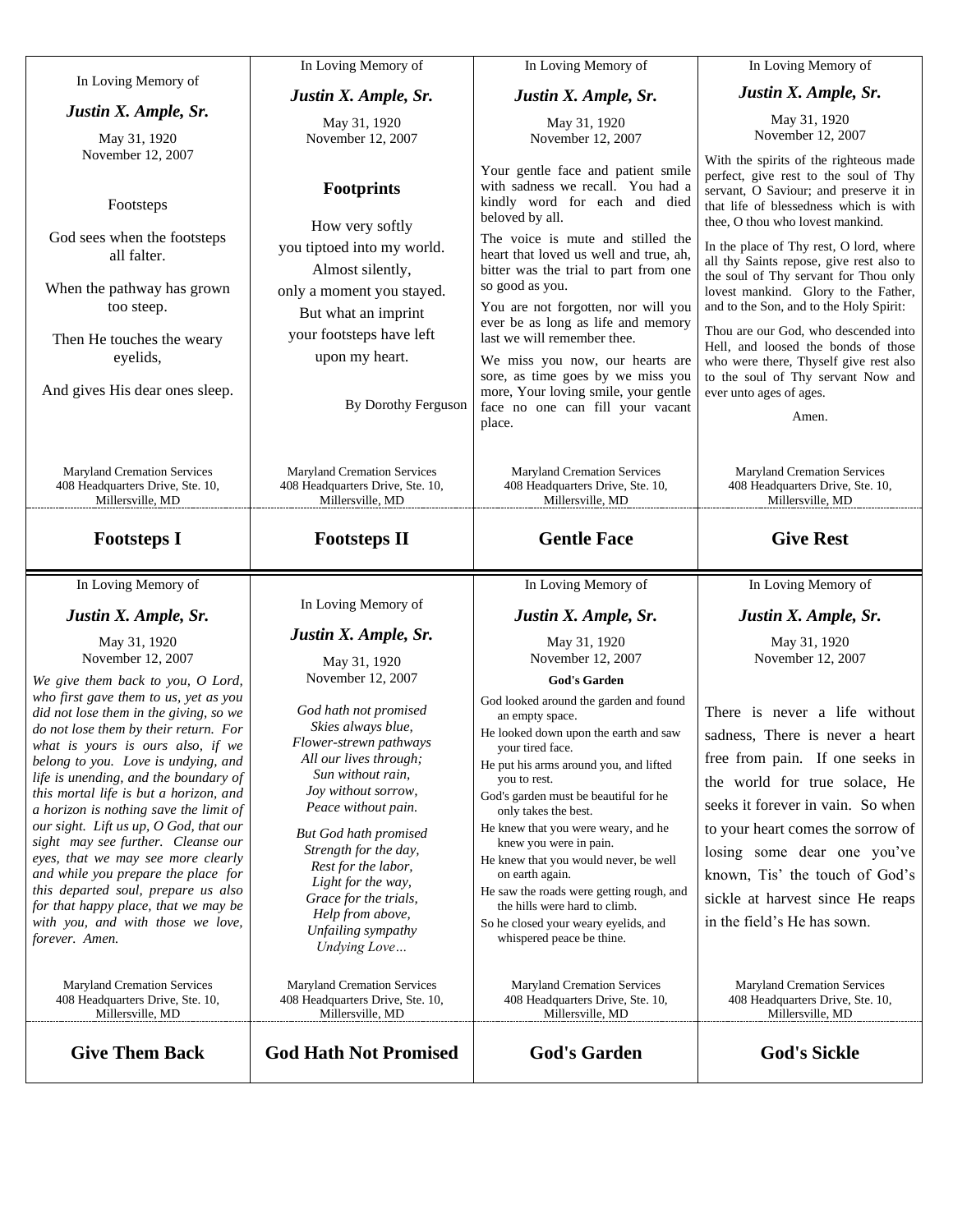In Loving Memory of

***Justin X. Ample, Sr.***

May 31, 1920
November 12, 2007

Footsteps

God sees when the footsteps all falter.

When the pathway has grown too steep.

Then He touches the weary eyelids,

And gives His dear ones sleep.

Maryland Cremation Services
408 Headquarters Drive, Ste. 10,
Millersville, MD

## Footsteps I

---

In Loving Memory of

***Justin X. Ample, Sr.***

May 31, 1920
November 12, 2007

**Footprints**

How very softly
you tiptoed into my world.
Almost silently,
only a moment you stayed.
But what an imprint
your footsteps have left
upon my heart.

By Dorothy Ferguson

Maryland Cremation Services
408 Headquarters Drive, Ste. 10,
Millersville, MD

## Footsteps II

---

In Loving Memory of

***Justin X. Ample, Sr.***

May 31, 1920
November 12, 2007

Your gentle face and patient smile with sadness we recall. You had a kindly word for each and died beloved by all.

The voice is mute and stilled the heart that loved us well and true, ah, bitter was the trial to part from one so good as you.

You are not forgotten, nor will you ever be as long as life and memory last we will remember thee.

We miss you now, our hearts are sore, as time goes by we miss you more, Your loving smile, your gentle face no one can fill your vacant place.

Maryland Cremation Services
408 Headquarters Drive, Ste. 10,
Millersville, MD

## Gentle Face

---

In Loving Memory of

***Justin X. Ample, Sr.***

May 31, 1920
November 12, 2007

With the spirits of the righteous made perfect, give rest to the soul of Thy servant, O Saviour; and preserve it in that life of blessedness which is with thee, O thou who lovest mankind.

In the place of Thy rest, O lord, where all thy Saints repose, give rest also to the soul of Thy servant for Thou only lovest mankind. Glory to the Father, and to the Son, and to the Holy Spirit:

Thou are our God, who descended into Hell, and loosed the bonds of those who were there, Thyself give rest also to the soul of Thy servant Now and ever unto ages of ages.

Amen.

Maryland Cremation Services
408 Headquarters Drive, Ste. 10,
Millersville, MD

## Give Rest

---

In Loving Memory of

***Justin X. Ample, Sr.***

May 31, 1920
November 12, 2007

*We give them back to you, O Lord, who first gave them to us, yet as you did not lose them in the giving, so we do not lose them by their return. For what is yours is ours also, if we belong to you. Love is undying, and life is unending, and the boundary of this mortal life is but a horizon, and a horizon is nothing save the limit of our sight. Lift us up, O God, that our sight may see further. Cleanse our eyes, that we may see more clearly and while you prepare the place for this departed soul, prepare us also for that happy place, that we may be with you, and with those we love, forever. Amen.*

Maryland Cremation Services
408 Headquarters Drive, Ste. 10,
Millersville, MD

## Give Them Back

---

In Loving Memory of

***Justin X. Ample, Sr.***

May 31, 1920
November 12, 2007

*God hath not promised
Skies always blue,
Flower-strewn pathways
All our lives through;
Sun without rain,
Joy without sorrow,
Peace without pain.*

*But God hath promised
Strength for the day,
Rest for the labor,
Light for the way,
Grace for the trials,
Help from above,
Unfailing sympathy
Undying Love…*

Maryland Cremation Services
408 Headquarters Drive, Ste. 10,
Millersville, MD

## God Hath Not Promised

---

In Loving Memory of

***Justin X. Ample, Sr.***

May 31, 1920
November 12, 2007

**God's Garden**

God looked around the garden and found an empty space.
He looked down upon the earth and saw your tired face.
He put his arms around you, and lifted you to rest.
God's garden must be beautiful for he only takes the best.
He knew that you were weary, and he knew you were in pain.
He knew that you would never, be well on earth again.
He saw the roads were getting rough, and the hills were hard to climb.
So he closed your weary eyelids, and whispered peace be thine.

Maryland Cremation Services
408 Headquarters Drive, Ste. 10,
Millersville, MD

## God's Garden

---

In Loving Memory of

***Justin X. Ample, Sr.***

May 31, 1920
November 12, 2007

There is never a life without sadness, There is never a heart free from pain. If one seeks in the world for true solace, He seeks it forever in vain. So when to your heart comes the sorrow of losing some dear one you've known, Tis' the touch of God's sickle at harvest since He reaps in the field's He has sown.

Maryland Cremation Services
408 Headquarters Drive, Ste. 10,
Millersville, MD

## God's Sickle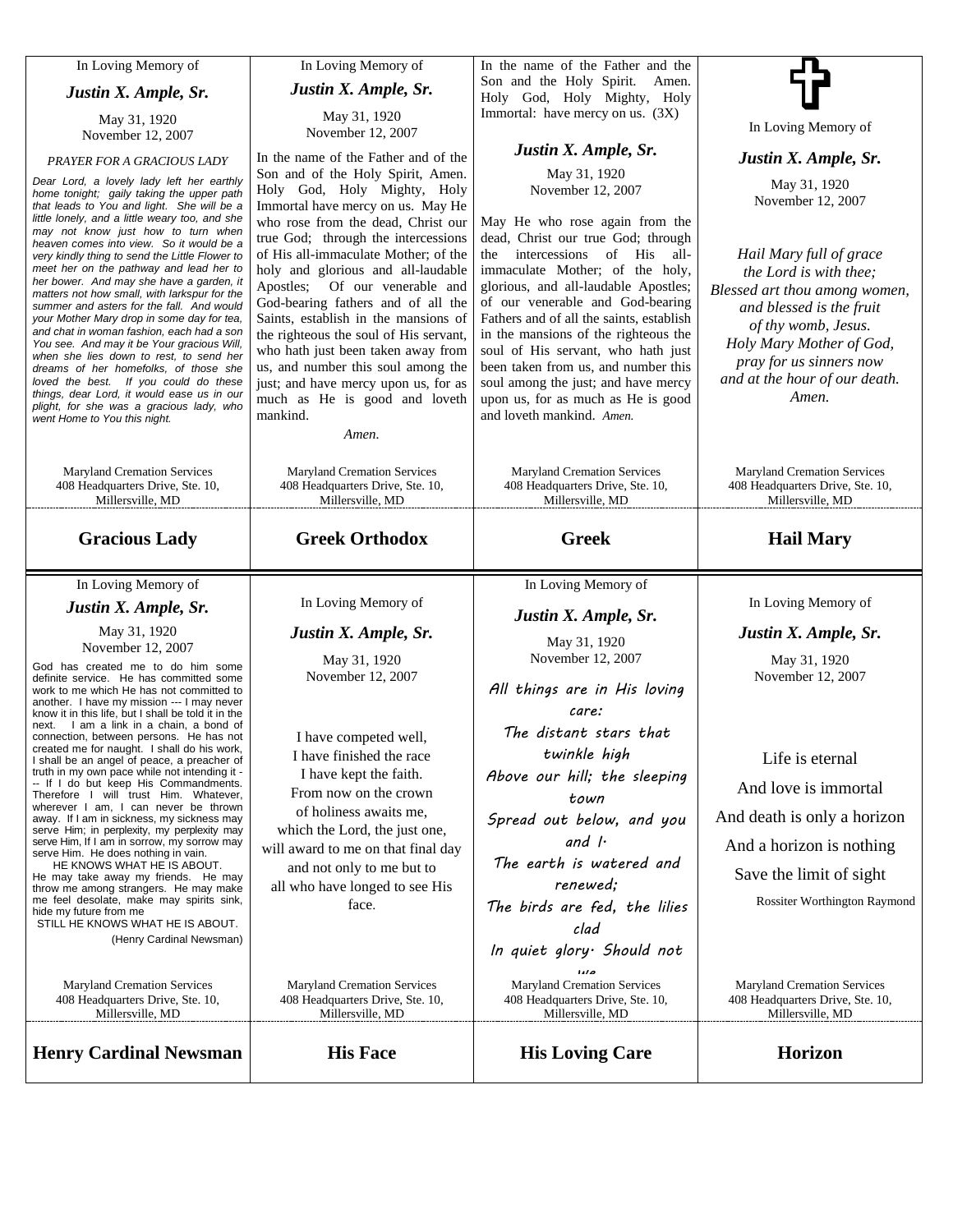In Loving Memory of

***Justin X. Ample, Sr.***

May 31, 1920
November 12, 2007

*PRAYER FOR A GRACIOUS LADY*

*Dear Lord, a lovely lady left her earthly home tonight; gaily taking the upper path that leads to You and light. She will be a little lonely, and a little weary too, and she may not know just how to turn when heaven comes into view. So it would be a very kindly thing to send the Little Flower to meet her on the pathway and lead her to her bower. And may she have a garden, it matters not how small, with larkspur for the summer and asters for the fall. And would your Mother Mary drop in some day for tea, and chat in woman fashion, each had a son You see. And may it be Your gracious Will, when she lies down to rest, to send her dreams of her homefolks, of those she loved the best. If you could do these things, dear Lord, it would ease us in our plight, for she was a gracious lady, who went Home to You this night.*

Maryland Cremation Services
408 Headquarters Drive, Ste. 10,
Millersville, MD

## Gracious Lady

---

In Loving Memory of

***Justin X. Ample, Sr.***

May 31, 1920
November 12, 2007

In the name of the Father and of the Son and of the Holy Spirit, Amen. Holy God, Holy Mighty, Holy Immortal have mercy on us. May He who rose from the dead, Christ our true God; through the intercessions of His all-immaculate Mother; of the holy and glorious and all-laudable Apostles; Of our venerable and God-bearing fathers and of all the Saints, establish in the mansions of the righteous the soul of His servant, who hath just been taken away from us, and number this soul among the just; and have mercy upon us, for as much as He is good and loveth mankind.

*Amen.*

Maryland Cremation Services
408 Headquarters Drive, Ste. 10,
Millersville, MD

## Greek Orthodox

---

In the name of the Father and the Son and the Holy Spirit. Amen. Holy God, Holy Mighty, Holy Immortal: have mercy on us. (3X)

***Justin X. Ample, Sr.***

May 31, 1920
November 12, 2007

May He who rose again from the dead, Christ our true God; through the intercessions of His all-immaculate Mother; of the holy, glorious, and all-laudable Apostles; of our venerable and God-bearing Fathers and of all the saints, establish in the mansions of the righteous the soul of His servant, who hath just been taken from us, and number this soul among the just; and have mercy upon us, for as much as He is good and loveth mankind. *Amen.*

Maryland Cremation Services
408 Headquarters Drive, Ste. 10,
Millersville, MD

## Greek

---

✝

In Loving Memory of

***Justin X. Ample, Sr.***

May 31, 1920
November 12, 2007

*Hail Mary full of grace*
*the Lord is with thee;*
*Blessed art thou among women,*
*and blessed is the fruit*
*of thy womb, Jesus.*
*Holy Mary Mother of God,*
*pray for us sinners now*
*and at the hour of our death.*
*Amen.*

Maryland Cremation Services
408 Headquarters Drive, Ste. 10,
Millersville, MD

## Hail Mary

---

In Loving Memory of

***Justin X. Ample, Sr.***

May 31, 1920
November 12, 2007

God has created me to do him some definite service. He has committed some work to me which He has not committed to another. I have my mission --- I may never know it in this life, but I shall be told it in the next. I am a link in a chain, a bond of connection, between persons. He has not created me for naught. I shall do his work, I shall be an angel of peace, a preacher of truth in my own pace while not intending it --- If I do but keep His Commandments. Therefore I will trust Him. Whatever, wherever I am, I can never be thrown away. If I am in sickness, my sickness may serve Him; in perplexity, my perplexity may serve Him, If I am in sorrow, my sorrow may serve Him. He does nothing in vain.
HE KNOWS WHAT HE IS ABOUT.
He may take away my friends. He may throw me among strangers. He may make me feel desolate, make may spirits sink, hide my future from me
STILL HE KNOWS WHAT HE IS ABOUT.
(Henry Cardinal Newsman)

Maryland Cremation Services
408 Headquarters Drive, Ste. 10,
Millersville, MD

## Henry Cardinal Newsman

---

In Loving Memory of

***Justin X. Ample, Sr.***

May 31, 1920
November 12, 2007

I have competed well,
I have finished the race
I have kept the faith.
From now on the crown
of holiness awaits me,
which the Lord, the just one,
will award to me on that final day
and not only to me but to
all who have longed to see His
face.

Maryland Cremation Services
408 Headquarters Drive, Ste. 10,
Millersville, MD

## His Face

---

In Loving Memory of

***Justin X. Ample, Sr.***

May 31, 1920
November 12, 2007

*All things are in His loving care:*
*The distant stars that twinkle high*
*Above our hill; the sleeping town*
*Spread out below, and you and I.*
*The earth is watered and renewed;*
*The birds are fed, the lilies clad*
*In quiet glory. Should not we*

Maryland Cremation Services
408 Headquarters Drive, Ste. 10,
Millersville, MD

## His Loving Care

---

In Loving Memory of

***Justin X. Ample, Sr.***

May 31, 1920
November 12, 2007

Life is eternal
And love is immortal
And death is only a horizon
And a horizon is nothing
Save the limit of sight

Rossiter Worthington Raymond

Maryland Cremation Services
408 Headquarters Drive, Ste. 10,
Millersville, MD

## Horizon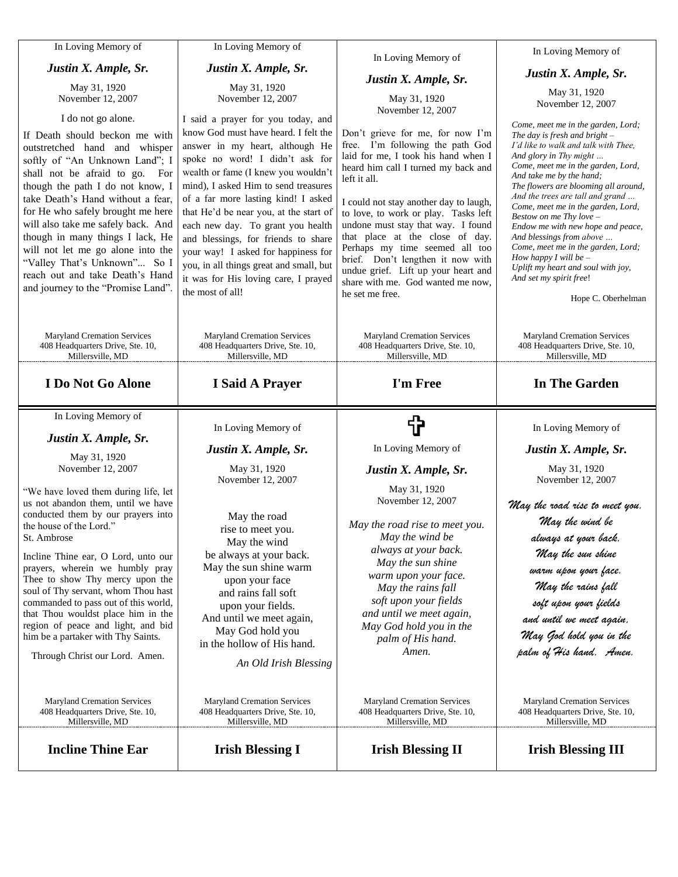In Loving Memory of

***Justin X. Ample, Sr.***

May 31, 1920
November 12, 2007

I do not go alone.

If Death should beckon me with outstretched hand and whisper softly of "An Unknown Land"; I shall not be afraid to go. For though the path I do not know, I take Death's Hand without a fear, for He who safely brought me here will also take me safely back. And though in many things I lack, He will not let me go alone into the "Valley That's Unknown"... So I reach out and take Death's Hand and journey to the "Promise Land".

Maryland Cremation Services
408 Headquarters Drive, Ste. 10,
Millersville, MD

## I Do Not Go Alone

---

In Loving Memory of

***Justin X. Ample, Sr.***

May 31, 1920
November 12, 2007

I said a prayer for you today, and know God must have heard. I felt the answer in my heart, although He spoke no word! I didn't ask for wealth or fame (I knew you wouldn't mind), I asked Him to send treasures of a far more lasting kind! I asked that He'd be near you, at the start of each new day. To grant you health and blessings, for friends to share your way! I asked for happiness for you, in all things great and small, but it was for His loving care, I prayed the most of all!

Maryland Cremation Services
408 Headquarters Drive, Ste. 10,
Millersville, MD

## I Said A Prayer

---

In Loving Memory of

***Justin X. Ample, Sr.***

May 31, 1920
November 12, 2007

Don't grieve for me, for now I'm free. I'm following the path God laid for me, I took his hand when I heard him call I turned my back and left it all.

I could not stay another day to laugh, to love, to work or play. Tasks left undone must stay that way. I found that place at the close of day. Perhaps my time seemed all too brief. Don't lengthen it now with undue grief. Lift up your heart and share with me. God wanted me now, he set me free.

Maryland Cremation Services
408 Headquarters Drive, Ste. 10,
Millersville, MD

## I'm Free

---

In Loving Memory of

***Justin X. Ample, Sr.***

May 31, 1920
November 12, 2007

*Come, meet me in the garden, Lord;*
*The day is fresh and bright –*
*I'd like to walk and talk with Thee,*
*And glory in Thy might …*
*Come, meet me in the garden, Lord,*
*And take me by the hand;*
*The flowers are blooming all around,*
*And the trees are tall and grand …*
*Come, meet me in the garden, Lord,*
*Bestow on me Thy love –*
*Endow me with new hope and peace,*
*And blessings from above …*
*Come, meet me in the garden, Lord;*
*How happy I will be –*
*Uplift my heart and soul with joy,*
*And set my spirit free*!

Hope C. Oberhelman

Maryland Cremation Services
408 Headquarters Drive, Ste. 10,
Millersville, MD

## In The Garden

---

In Loving Memory of

***Justin X. Ample, Sr.***

May 31, 1920
November 12, 2007

"We have loved them during life, let us not abandon them, until we have conducted them by our prayers into the house of the Lord."
St. Ambrose

Incline Thine ear, O Lord, unto our prayers, wherein we humbly pray Thee to show Thy mercy upon the soul of Thy servant, whom Thou hast commanded to pass out of this world, that Thou wouldst place him in the region of peace and light, and bid him be a partaker with Thy Saints.

Through Christ our Lord. Amen.

Maryland Cremation Services
408 Headquarters Drive, Ste. 10,
Millersville, MD

## Incline Thine Ear

---

In Loving Memory of

***Justin X. Ample, Sr.***

May 31, 1920
November 12, 2007

May the road
rise to meet you.
May the wind
be always at your back.
May the sun shine warm
upon your face
and rains fall soft
upon your fields.
And until we meet again,
May God hold you
in the hollow of His hand.

*An Old Irish Blessing*

Maryland Cremation Services
408 Headquarters Drive, Ste. 10,
Millersville, MD

## Irish Blessing I

---

✞

In Loving Memory of

***Justin X. Ample, Sr.***

May 31, 1920
November 12, 2007

*May the road rise to meet you.*
*May the wind be*
*always at your back.*
*May the sun shine*
*warm upon your face.*
*May the rains fall*
*soft upon your fields*
*and until we meet again,*
*May God hold you in the*
*palm of His hand.*
*Amen.*

Maryland Cremation Services
408 Headquarters Drive, Ste. 10,
Millersville, MD

## Irish Blessing II

---

In Loving Memory of

***Justin X. Ample, Sr.***

May 31, 1920
November 12, 2007

*May the road rise to meet you.*
*May the wind be*
*always at your back.*
*May the sun shine*
*warm upon your face.*
*May the rains fall*
*soft upon your fields*
*and until we meet again,*
*May God hold you in the*
*palm of His hand. Amen.*

Maryland Cremation Services
408 Headquarters Drive, Ste. 10,
Millersville, MD

## Irish Blessing III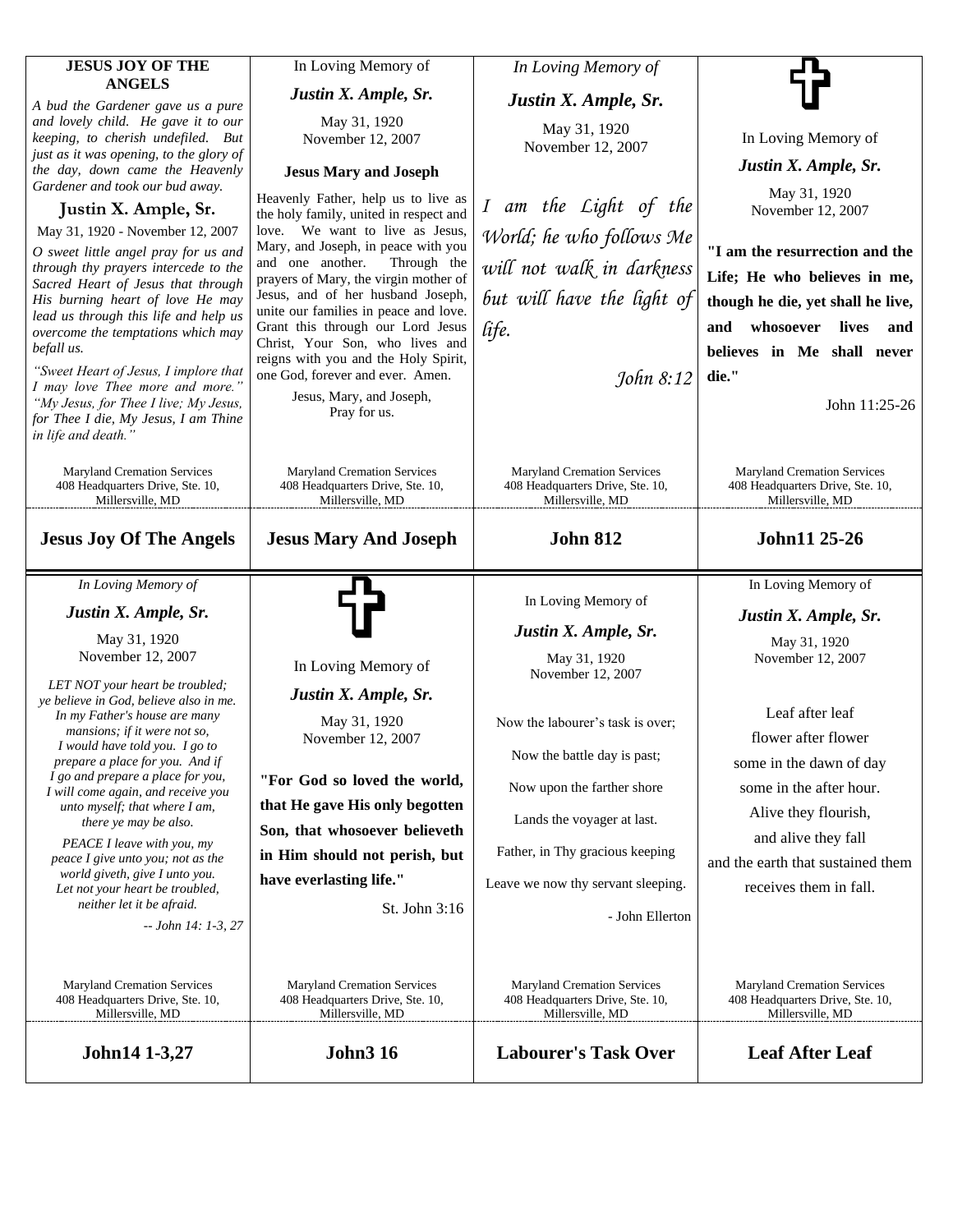**JESUS JOY OF THE ANGELS**

*A bud the Gardener gave us a pure and lovely child. He gave it to our keeping, to cherish undefiled. But just as it was opening, to the glory of the day, down came the Heavenly Gardener and took our bud away.*

**Justin X. Ample, Sr.**

May 31, 1920 - November 12, 2007

*O sweet little angel pray for us and through thy prayers intercede to the Sacred Heart of Jesus that through His burning heart of love He may lead us through this life and help us overcome the temptations which may befall us.*

*"Sweet Heart of Jesus, I implore that I may love Thee more and more." "My Jesus, for Thee I live; My Jesus, for Thee I die, My Jesus, I am Thine in life and death."*

Maryland Cremation Services
408 Headquarters Drive, Ste. 10,
Millersville, MD

## Jesus Joy Of The Angels

---

In Loving Memory of

***Justin X. Ample, Sr.***

May 31, 1920
November 12, 2007

**Jesus Mary and Joseph**

Heavenly Father, help us to live as the holy family, united in respect and love. We want to live as Jesus, Mary, and Joseph, in peace with you and one another. Through the prayers of Mary, the virgin mother of Jesus, and of her husband Joseph, unite our families in peace and love. Grant this through our Lord Jesus Christ, Your Son, who lives and reigns with you and the Holy Spirit, one God, forever and ever. Amen.

Jesus, Mary, and Joseph,
Pray for us.

Maryland Cremation Services
408 Headquarters Drive, Ste. 10,
Millersville, MD

## Jesus Mary And Joseph

---

*In Loving Memory of*

***Justin X. Ample, Sr.***

May 31, 1920
November 12, 2007

*I am the Light of the World; he who follows Me will not walk in darkness but will have the light of life.*

*John 8:12*

Maryland Cremation Services
408 Headquarters Drive, Ste. 10,
Millersville, MD

## John 812

---

In Loving Memory of

***Justin X. Ample, Sr.***

May 31, 1920
November 12, 2007

**"I am the resurrection and the Life; He who believes in me, though he die, yet shall he live, and whosoever lives and believes in Me shall never die."**

John 11:25-26

Maryland Cremation Services
408 Headquarters Drive, Ste. 10,
Millersville, MD

## John11 25-26

---

*In Loving Memory of*

***Justin X. Ample, Sr.***

May 31, 1920
November 12, 2007

*LET NOT your heart be troubled;
ye believe in God, believe also in me.
In my Father's house are many mansions; if it were not so,
I would have told you. I go to prepare a place for you. And if
I go and prepare a place for you,
I will come again, and receive you unto myself; that where I am,
there ye may be also.*

*PEACE I leave with you, my peace I give unto you; not as the world giveth, give I unto you.
Let not your heart be troubled,
neither let it be afraid.*

*-- John 14: 1-3, 27*

Maryland Cremation Services
408 Headquarters Drive, Ste. 10,
Millersville, MD

## John14 1-3,27

---

In Loving Memory of

***Justin X. Ample, Sr.***

May 31, 1920
November 12, 2007

**"For God so loved the world, that He gave His only begotten Son, that whosoever believeth in Him should not perish, but have everlasting life."**

St. John 3:16

Maryland Cremation Services
408 Headquarters Drive, Ste. 10,
Millersville, MD

## John3 16

---

In Loving Memory of

***Justin X. Ample, Sr.***

May 31, 1920
November 12, 2007

Now the labourer's task is over;

Now the battle day is past;

Now upon the farther shore

Lands the voyager at last.

Father, in Thy gracious keeping

Leave we now thy servant sleeping.

- John Ellerton

Maryland Cremation Services
408 Headquarters Drive, Ste. 10,
Millersville, MD

## Labourer's Task Over

---

In Loving Memory of

***Justin X. Ample, Sr.***

May 31, 1920
November 12, 2007

Leaf after leaf
flower after flower
some in the dawn of day
some in the after hour.
Alive they flourish,
and alive they fall
and the earth that sustained them
receives them in fall.

Maryland Cremation Services
408 Headquarters Drive, Ste. 10,
Millersville, MD

## Leaf After Leaf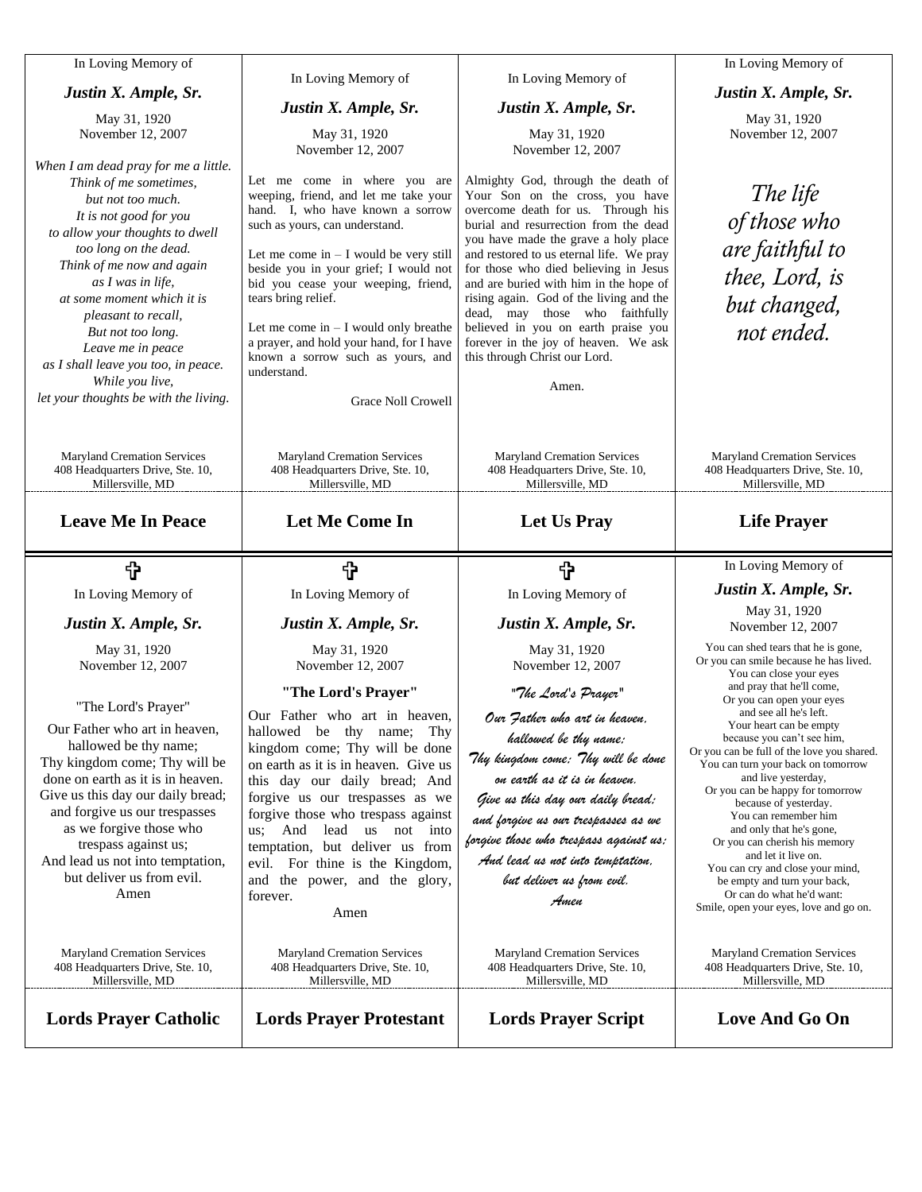In Loving Memory of

***Justin X. Ample, Sr.***

May 31, 1920
November 12, 2007

*When I am dead pray for me a little.*
*Think of me sometimes,*
*but not too much.*
*It is not good for you*
*to allow your thoughts to dwell*
*too long on the dead.*
*Think of me now and again*
*as I was in life,*
*at some moment which it is*
*pleasant to recall,*
*But not too long.*
*Leave me in peace*
*as I shall leave you too, in peace.*
*While you live,*
*let your thoughts be with the living.*

Maryland Cremation Services
408 Headquarters Drive, Ste. 10,
Millersville, MD

## Leave Me In Peace

---

In Loving Memory of

***Justin X. Ample, Sr.***

May 31, 1920
November 12, 2007

Let me come in where you are weeping, friend, and let me take your hand. I, who have known a sorrow such as yours, can understand.

Let me come in – I would be very still beside you in your grief; I would not bid you cease your weeping, friend, tears bring relief.

Let me come in – I would only breathe a prayer, and hold your hand, for I have known a sorrow such as yours, and understand.

Grace Noll Crowell

Maryland Cremation Services
408 Headquarters Drive, Ste. 10,
Millersville, MD

## Let Me Come In

---

In Loving Memory of

***Justin X. Ample, Sr.***

May 31, 1920
November 12, 2007

Almighty God, through the death of Your Son on the cross, you have overcome death for us. Through his burial and resurrection from the dead you have made the grave a holy place and restored to us eternal life. We pray for those who died believing in Jesus and are buried with him in the hope of rising again. God of the living and the dead, may those who faithfully believed in you on earth praise you forever in the joy of heaven. We ask this through Christ our Lord.

Amen.

Maryland Cremation Services
408 Headquarters Drive, Ste. 10,
Millersville, MD

## Let Us Pray

---

In Loving Memory of

***Justin X. Ample, Sr.***

May 31, 1920
November 12, 2007

*The life of those who are faithful to thee, Lord, is but changed, not ended.*

Maryland Cremation Services
408 Headquarters Drive, Ste. 10,
Millersville, MD

## Life Prayer

---

✞

In Loving Memory of

***Justin X. Ample, Sr.***

May 31, 1920
November 12, 2007

"The Lord's Prayer"

Our Father who art in heaven,
hallowed be thy name;
Thy kingdom come; Thy will be
done on earth as it is in heaven.
Give us this day our daily bread;
and forgive us our trespasses
as we forgive those who
trespass against us;
And lead us not into temptation,
but deliver us from evil.
Amen

Maryland Cremation Services
408 Headquarters Drive, Ste. 10,
Millersville, MD

## Lords Prayer Catholic

---

✞

In Loving Memory of

***Justin X. Ample, Sr.***

May 31, 1920
November 12, 2007

**"The Lord's Prayer"**

Our Father who art in heaven, hallowed be thy name; Thy kingdom come; Thy will be done on earth as it is in heaven. Give us this day our daily bread; And forgive us our trespasses as we forgive those who trespass against us; And lead us not into temptation, but deliver us from evil. For thine is the Kingdom, and the power, and the glory, forever.

Amen

Maryland Cremation Services
408 Headquarters Drive, Ste. 10,
Millersville, MD

## Lords Prayer Protestant

---

✞

In Loving Memory of

***Justin X. Ample, Sr.***

May 31, 1920
November 12, 2007

*"The Lord's Prayer"*

*Our Father who art in heaven,*
*hallowed be thy name;*
*Thy kingdom come; Thy will be done*
*on earth as it is in heaven.*
*Give us this day our daily bread;*
*and forgive us our trespasses as we*
*forgive those who trespass against us;*
*And lead us not into temptation,*
*but deliver us from evil.*
*Amen*

Maryland Cremation Services
408 Headquarters Drive, Ste. 10,
Millersville, MD

## Lords Prayer Script

---

In Loving Memory of

***Justin X. Ample, Sr.***

May 31, 1920
November 12, 2007

You can shed tears that he is gone,
Or you can smile because he has lived.
You can close your eyes
and pray that he'll come,
Or you can open your eyes
and see all he's left.
Your heart can be empty
because you can't see him,
Or you can be full of the love you shared.
You can turn your back on tomorrow
and live yesterday,
Or you can be happy for tomorrow
because of yesterday.
You can remember him
and only that he's gone,
Or you can cherish his memory
and let it live on.
You can cry and close your mind,
be empty and turn your back,
Or can do what he'd want:
Smile, open your eyes, love and go on.

Maryland Cremation Services
408 Headquarters Drive, Ste. 10,
Millersville, MD

## Love And Go On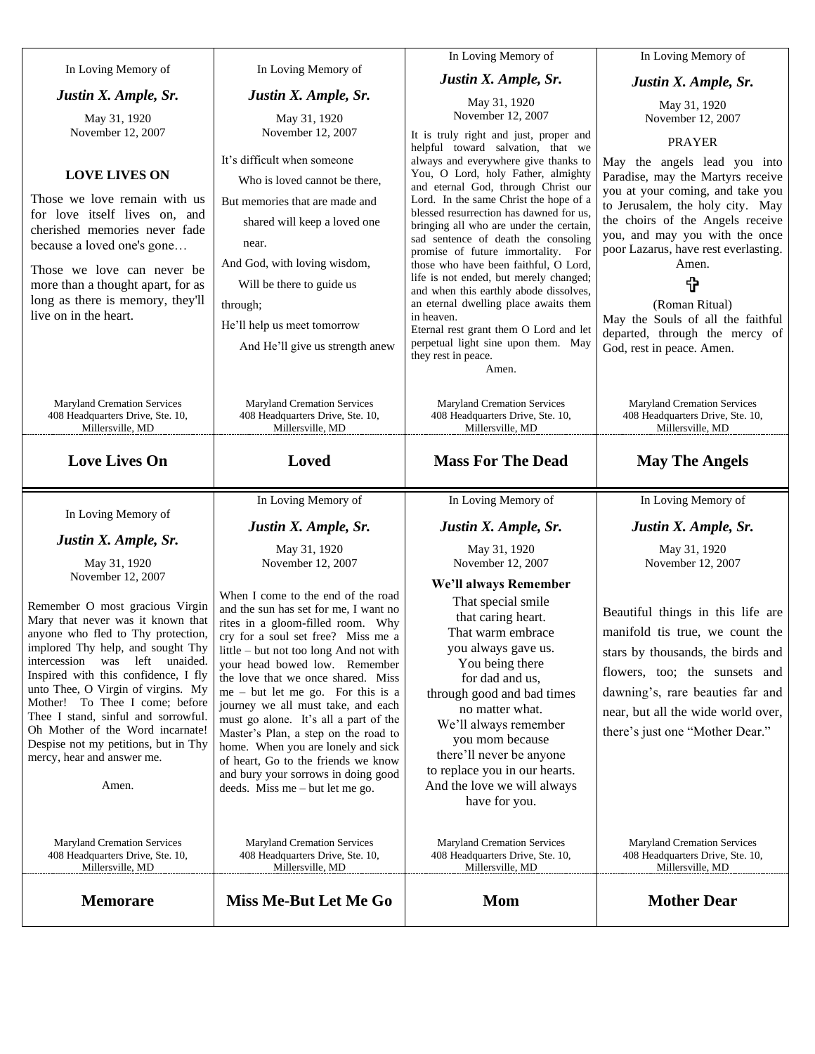In Loving Memory of

***Justin X. Ample, Sr.***

May 31, 1920
November 12, 2007

**LOVE LIVES ON**

Those we love remain with us for love itself lives on, and cherished memories never fade because a loved one's gone…

Those we love can never be more than a thought apart, for as long as there is memory, they'll live on in the heart.

Maryland Cremation Services
408 Headquarters Drive, Ste. 10,
Millersville, MD

## Love Lives On

---

In Loving Memory of

***Justin X. Ample, Sr.***

May 31, 1920
November 12, 2007

It's difficult when someone
Who is loved cannot be there,
But memories that are made and
shared will keep a loved one
near.
And God, with loving wisdom,
Will be there to guide us
through;
He'll help us meet tomorrow
And He'll give us strength anew

Maryland Cremation Services
408 Headquarters Drive, Ste. 10,
Millersville, MD

## Loved

---

In Loving Memory of

***Justin X. Ample, Sr.***

May 31, 1920
November 12, 2007

It is truly right and just, proper and helpful toward salvation, that we always and everywhere give thanks to You, O Lord, holy Father, almighty and eternal God, through Christ our Lord. In the same Christ the hope of a blessed resurrection has dawned for us, bringing all who are under the certain, sad sentence of death the consoling promise of future immortality. For those who have been faithful, O Lord, life is not ended, but merely changed; and when this earthly abode dissolves, an eternal dwelling place awaits them in heaven.
Eternal rest grant them O Lord and let perpetual light sine upon them. May they rest in peace.
Amen.

Maryland Cremation Services
408 Headquarters Drive, Ste. 10,
Millersville, MD

## Mass For The Dead

---

In Loving Memory of

***Justin X. Ample, Sr.***

May 31, 1920
November 12, 2007

PRAYER

May the angels lead you into Paradise, may the Martyrs receive you at your coming, and take you to Jerusalem, the holy city. May the choirs of the Angels receive you, and may you with the once poor Lazarus, have rest everlasting. Amen.

✞

(Roman Ritual)

May the Souls of all the faithful departed, through the mercy of God, rest in peace. Amen.

Maryland Cremation Services
408 Headquarters Drive, Ste. 10,
Millersville, MD

## May The Angels

---

In Loving Memory of

***Justin X. Ample, Sr.***

May 31, 1920
November 12, 2007

Remember O most gracious Virgin Mary that never was it known that anyone who fled to Thy protection, implored Thy help, and sought Thy intercession was left unaided. Inspired with this confidence, I fly unto Thee, O Virgin of virgins. My Mother! To Thee I come; before Thee I stand, sinful and sorrowful. Oh Mother of the Word incarnate! Despise not my petitions, but in Thy mercy, hear and answer me.

Amen.

Maryland Cremation Services
408 Headquarters Drive, Ste. 10,
Millersville, MD

## Memorare

---

In Loving Memory of

***Justin X. Ample, Sr.***

May 31, 1920
November 12, 2007

When I come to the end of the road and the sun has set for me, I want no rites in a gloom-filled room. Why cry for a soul set free? Miss me a little – but not too long And not with your head bowed low. Remember the love that we once shared. Miss me – but let me go. For this is a journey we all must take, and each must go alone. It's all a part of the Master's Plan, a step on the road to home. When you are lonely and sick of heart, Go to the friends we know and bury your sorrows in doing good deeds. Miss me – but let me go.

Maryland Cremation Services
408 Headquarters Drive, Ste. 10,
Millersville, MD

## Miss Me-But Let Me Go

---

In Loving Memory of

***Justin X. Ample, Sr.***

May 31, 1920
November 12, 2007

**We'll always Remember**

That special smile
that caring heart.
That warm embrace
you always gave us.
You being there
for dad and us,
through good and bad times
no matter what.
We'll always remember
you mom because
there'll never be anyone
to replace you in our hearts.
And the love we will always
have for you.

Maryland Cremation Services
408 Headquarters Drive, Ste. 10,
Millersville, MD

## Mom

---

In Loving Memory of

***Justin X. Ample, Sr.***

May 31, 1920
November 12, 2007

Beautiful things in this life are manifold tis true, we count the stars by thousands, the birds and flowers, too; the sunsets and dawning's, rare beauties far and near, but all the wide world over, there's just one "Mother Dear."

Maryland Cremation Services
408 Headquarters Drive, Ste. 10,
Millersville, MD

## Mother Dear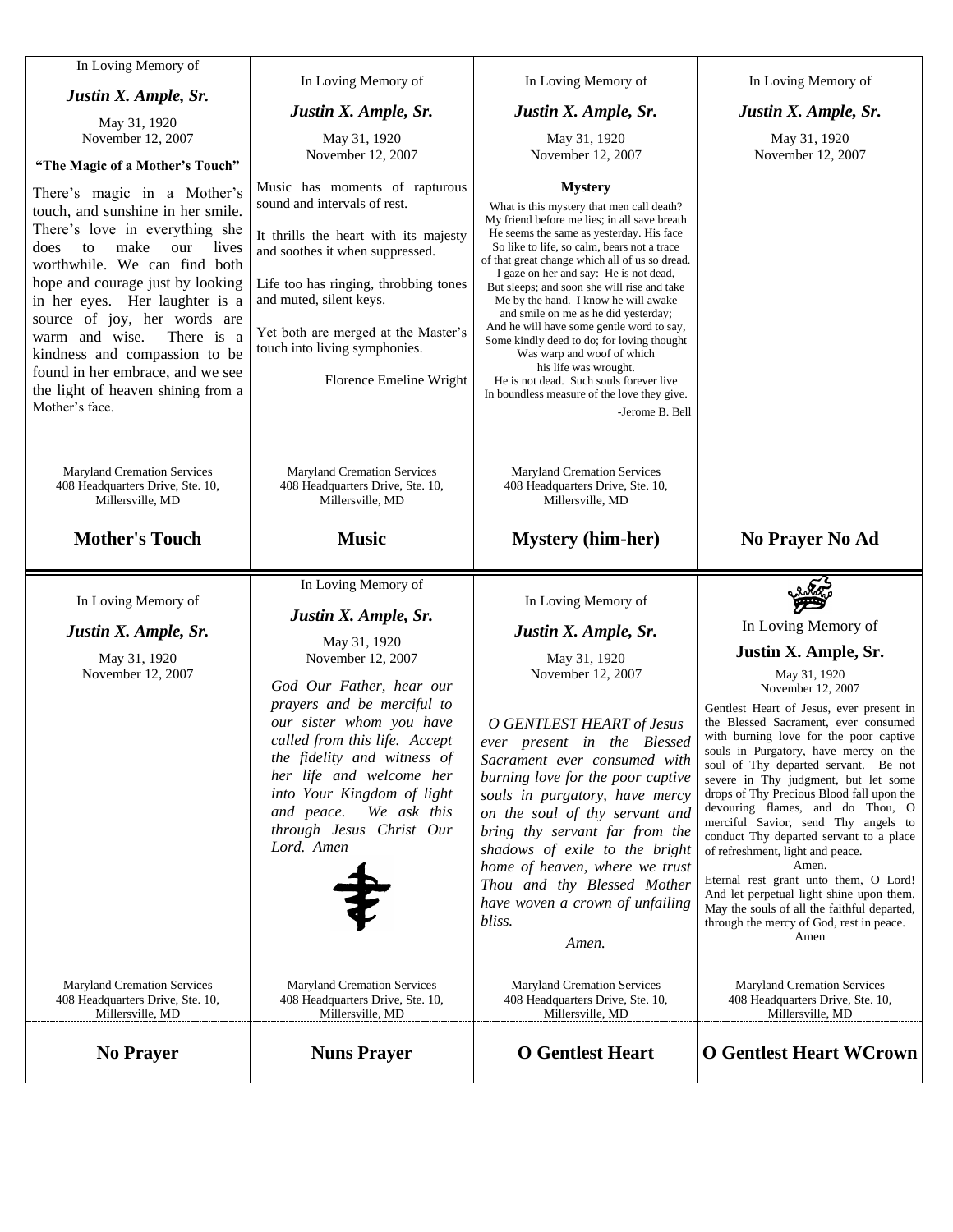In Loving Memory of

***Justin X. Ample, Sr.***

May 31, 1920
November 12, 2007

**"The Magic of a Mother's Touch"**

There's magic in a Mother's touch, and sunshine in her smile. There's love in everything she does to make our lives worthwhile. We can find both hope and courage just by looking in her eyes. Her laughter is a source of joy, her words are warm and wise. There is a kindness and compassion to be found in her embrace, and we see the light of heaven shining from a Mother's face.

Maryland Cremation Services
408 Headquarters Drive, Ste. 10,
Millersville, MD

## Mother's Touch

---

In Loving Memory of

***Justin X. Ample, Sr.***

May 31, 1920
November 12, 2007

Music has moments of rapturous sound and intervals of rest.

It thrills the heart with its majesty and soothes it when suppressed.

Life too has ringing, throbbing tones and muted, silent keys.

Yet both are merged at the Master's touch into living symphonies.

Florence Emeline Wright

Maryland Cremation Services
408 Headquarters Drive, Ste. 10,
Millersville, MD

## Music

---

In Loving Memory of

***Justin X. Ample, Sr.***

May 31, 1920
November 12, 2007

**Mystery**

What is this mystery that men call death?
My friend before me lies; in all save breath
He seems the same as yesterday. His face
So like to life, so calm, bears not a trace
of that great change which all of us so dread.
I gaze on her and say: He is not dead,
But sleeps; and soon she will rise and take
Me by the hand. I know he will awake
and smile on me as he did yesterday;
And he will have some gentle word to say,
Some kindly deed to do; for loving thought
Was warp and woof of which
his life was wrought.
He is not dead. Such souls forever live
In boundless measure of the love they give.

-Jerome B. Bell

Maryland Cremation Services
408 Headquarters Drive, Ste. 10,
Millersville, MD

## Mystery (him-her)

---

In Loving Memory of

***Justin X. Ample, Sr.***

May 31, 1920
November 12, 2007

## No Prayer No Ad

---

In Loving Memory of

***Justin X. Ample, Sr.***

May 31, 1920
November 12, 2007

Maryland Cremation Services
408 Headquarters Drive, Ste. 10,
Millersville, MD

## No Prayer

---

In Loving Memory of

***Justin X. Ample, Sr.***

May 31, 1920
November 12, 2007

*God Our Father, hear our prayers and be merciful to our sister whom you have called from this life. Accept the fidelity and witness of her life and welcome her into Your Kingdom of light and peace. We ask this through Jesus Christ Our Lord. Amen*

Maryland Cremation Services
408 Headquarters Drive, Ste. 10,
Millersville, MD

## Nuns Prayer

---

In Loving Memory of

***Justin X. Ample, Sr.***

May 31, 1920
November 12, 2007

*O GENTLEST HEART of Jesus ever present in the Blessed Sacrament ever consumed with burning love for the poor captive souls in purgatory, have mercy on the soul of thy servant and bring thy servant far from the shadows of exile to the bright home of heaven, where we trust Thou and thy Blessed Mother have woven a crown of unfailing bliss.*

*Amen.*

Maryland Cremation Services
408 Headquarters Drive, Ste. 10,
Millersville, MD

## O Gentlest Heart

---

In Loving Memory of

**Justin X. Ample, Sr.**

May 31, 1920
November 12, 2007

Gentlest Heart of Jesus, ever present in the Blessed Sacrament, ever consumed with burning love for the poor captive souls in Purgatory, have mercy on the soul of Thy departed servant. Be not severe in Thy judgment, but let some drops of Thy Precious Blood fall upon the devouring flames, and do Thou, O merciful Savior, send Thy angels to conduct Thy departed servant to a place of refreshment, light and peace.
Amen.
Eternal rest grant unto them, O Lord! And let perpetual light shine upon them. May the souls of all the faithful departed, through the mercy of God, rest in peace.
Amen

Maryland Cremation Services
408 Headquarters Drive, Ste. 10,
Millersville, MD

## O Gentlest Heart WCrown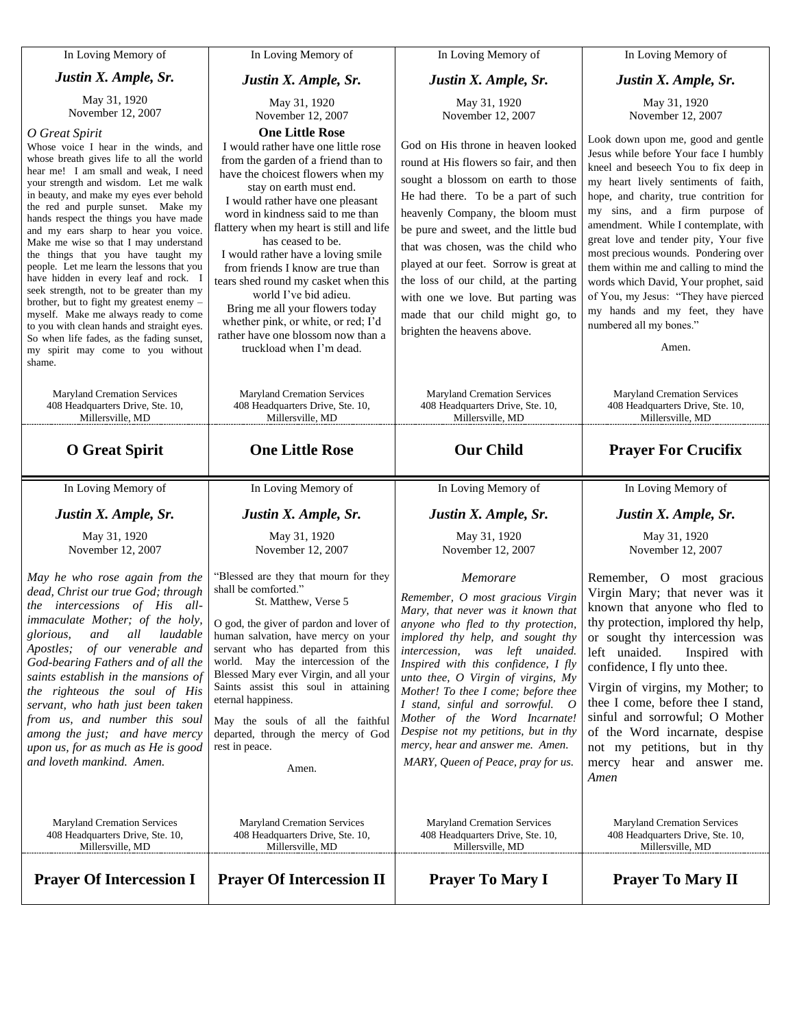In Loving Memory of

***Justin X. Ample, Sr.***

May 31, 1920
November 12, 2007

*O Great Spirit*

Whose voice I hear in the winds, and whose breath gives life to all the world hear me! I am small and weak, I need your strength and wisdom. Let me walk in beauty, and make my eyes ever behold the red and purple sunset. Make my hands respect the things you have made and my ears sharp to hear you voice. Make me wise so that I may understand the things that you have taught my people. Let me learn the lessons that you have hidden in every leaf and rock. I seek strength, not to be greater than my brother, but to fight my greatest enemy – myself. Make me always ready to come to you with clean hands and straight eyes. So when life fades, as the fading sunset, my spirit may come to you without shame.

Maryland Cremation Services
408 Headquarters Drive, Ste. 10,
Millersville, MD

## O Great Spirit

---

In Loving Memory of

***Justin X. Ample, Sr.***

May 31, 1920
November 12, 2007

**One Little Rose**

I would rather have one little rose from the garden of a friend than to have the choicest flowers when my stay on earth must end.
I would rather have one pleasant word in kindness said to me than flattery when my heart is still and life has ceased to be.
I would rather have a loving smile from friends I know are true than tears shed round my casket when this world I've bid adieu.
Bring me all your flowers today whether pink, or white, or red; I'd rather have one blossom now than a truckload when I'm dead.

Maryland Cremation Services
408 Headquarters Drive, Ste. 10,
Millersville, MD

## One Little Rose

---

In Loving Memory of

***Justin X. Ample, Sr.***

May 31, 1920
November 12, 2007

God on His throne in heaven looked round at His flowers so fair, and then sought a blossom on earth to those He had there. To be a part of such heavenly Company, the bloom must be pure and sweet, and the little bud that was chosen, was the child who played at our feet. Sorrow is great at the loss of our child, at the parting with one we love. But parting was made that our child might go, to brighten the heavens above.

Maryland Cremation Services
408 Headquarters Drive, Ste. 10,
Millersville, MD

## Our Child

---

In Loving Memory of

***Justin X. Ample, Sr.***

May 31, 1920
November 12, 2007

Look down upon me, good and gentle Jesus while before Your face I humbly kneel and beseech You to fix deep in my heart lively sentiments of faith, hope, and charity, true contrition for my sins, and a firm purpose of amendment. While I contemplate, with great love and tender pity, Your five most precious wounds. Pondering over them within me and calling to mind the words which David, Your prophet, said of You, my Jesus: "They have pierced my hands and my feet, they have numbered all my bones."

Amen.

Maryland Cremation Services
408 Headquarters Drive, Ste. 10,
Millersville, MD

## Prayer For Crucifix

---

In Loving Memory of

***Justin X. Ample, Sr.***

May 31, 1920
November 12, 2007

*May he who rose again from the dead, Christ our true God; through the intercessions of His all-immaculate Mother; of the holy, glorious, and all laudable Apostles; of our venerable and God-bearing Fathers and of all the saints establish in the mansions of the righteous the soul of His servant, who hath just been taken from us, and number this soul among the just; and have mercy upon us, for as much as He is good and loveth mankind. Amen.*

Maryland Cremation Services
408 Headquarters Drive, Ste. 10,
Millersville, MD

## Prayer Of Intercession I

---

In Loving Memory of

***Justin X. Ample, Sr.***

May 31, 1920
November 12, 2007

"Blessed are they that mourn for they shall be comforted."
St. Matthew, Verse 5

O god, the giver of pardon and lover of human salvation, have mercy on your servant who has departed from this world. May the intercession of the Blessed Mary ever Virgin, and all your Saints assist this soul in attaining eternal happiness.

May the souls of all the faithful departed, through the mercy of God rest in peace.

Amen.

Maryland Cremation Services
408 Headquarters Drive, Ste. 10,
Millersville, MD

## Prayer Of Intercession II

---

In Loving Memory of

***Justin X. Ample, Sr.***

May 31, 1920
November 12, 2007

*Memorare*

*Remember, O most gracious Virgin Mary, that never was it known that anyone who fled to thy protection, implored thy help, and sought thy intercession, was left unaided. Inspired with this confidence, I fly unto thee, O Virgin of virgins, My Mother! To thee I come; before thee I stand, sinful and sorrowful. O Mother of the Word Incarnate! Despise not my petitions, but in thy mercy, hear and answer me. Amen.*

*MARY, Queen of Peace, pray for us.*

Maryland Cremation Services
408 Headquarters Drive, Ste. 10,
Millersville, MD

## Prayer To Mary I

---

In Loving Memory of

***Justin X. Ample, Sr.***

May 31, 1920
November 12, 2007

Remember, O most gracious Virgin Mary; that never was it known that anyone who fled to thy protection, implored thy help, or sought thy intercession was left unaided. Inspired with confidence, I fly unto thee.

Virgin of virgins, my Mother; to thee I come, before thee I stand, sinful and sorrowful; O Mother of the Word incarnate, despise not my petitions, but in thy mercy hear and answer me. *Amen*

Maryland Cremation Services
408 Headquarters Drive, Ste. 10,
Millersville, MD

## Prayer To Mary II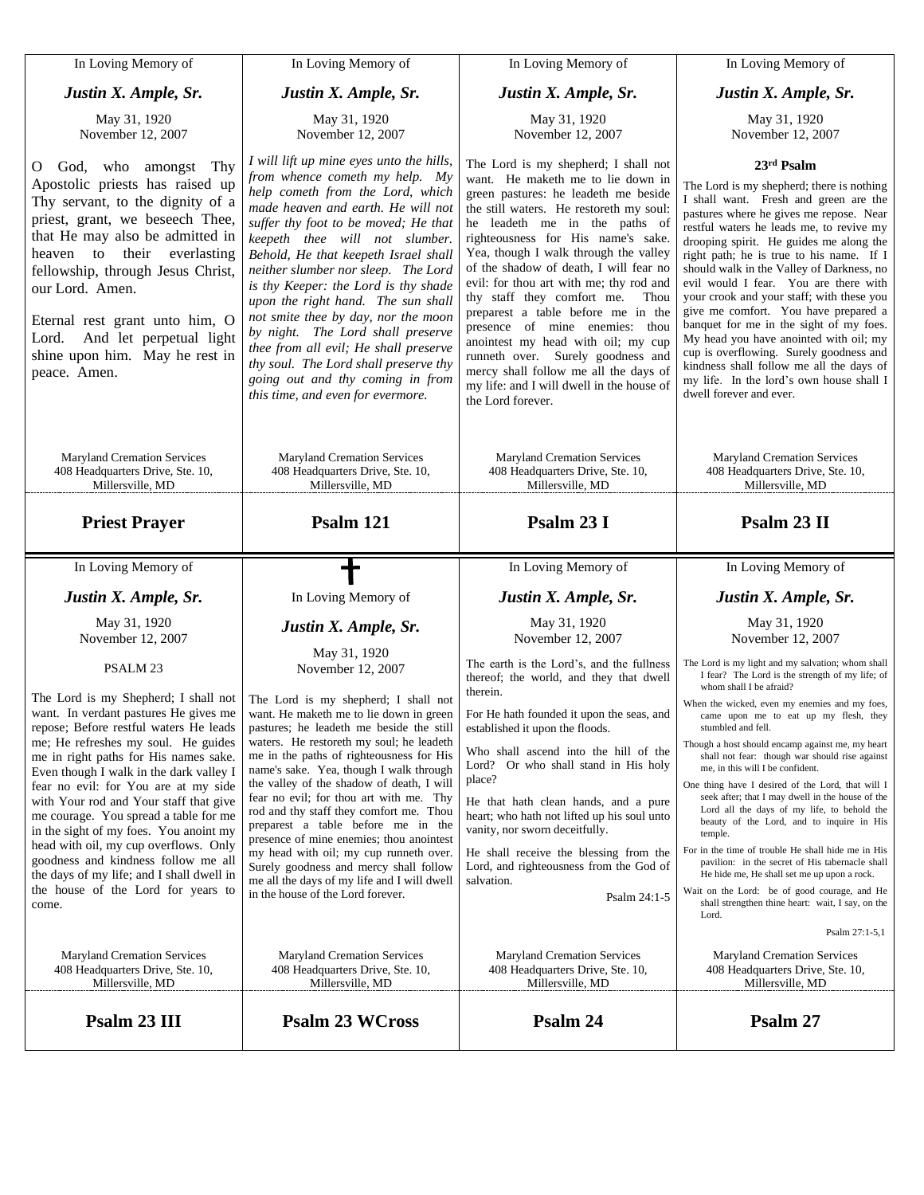## Priest Prayer

In Loving Memory of

***Justin X. Ample, Sr.***

May 31, 1920
November 12, 2007

O God, who amongst Thy Apostolic priests has raised up Thy servant, to the dignity of a priest, grant, we beseech Thee, that He may also be admitted in heaven to their everlasting fellowship, through Jesus Christ, our Lord. Amen.

Eternal rest grant unto him, O Lord. And let perpetual light shine upon him. May he rest in peace. Amen.

Maryland Cremation Services
408 Headquarters Drive, Ste. 10,
Millersville, MD

## Psalm 121

In Loving Memory of

***Justin X. Ample, Sr.***

May 31, 1920
November 12, 2007

*I will lift up mine eyes unto the hills, from whence cometh my help. My help cometh from the Lord, which made heaven and earth. He will not suffer thy foot to be moved; He that keepeth thee will not slumber. Behold, He that keepeth Israel shall neither slumber nor sleep. The Lord is thy Keeper: the Lord is thy shade upon the right hand. The sun shall not smite thee by day, nor the moon by night. The Lord shall preserve thee from all evil; He shall preserve thy soul. The Lord shall preserve thy going out and thy coming in from this time, and even for evermore.*

Maryland Cremation Services
408 Headquarters Drive, Ste. 10,
Millersville, MD

## Psalm 23 I

In Loving Memory of

***Justin X. Ample, Sr.***

May 31, 1920
November 12, 2007

The Lord is my shepherd; I shall not want. He maketh me to lie down in green pastures: he leadeth me beside the still waters. He restoreth my soul: he leadeth me in the paths of righteousness for His name's sake. Yea, though I walk through the valley of the shadow of death, I will fear no evil: for thou art with me; thy rod and thy staff they comfort me. Thou preparest a table before me in the presence of mine enemies: thou anointest my head with oil; my cup runneth over. Surely goodness and mercy shall follow me all the days of my life: and I will dwell in the house of the Lord forever.

Maryland Cremation Services
408 Headquarters Drive, Ste. 10,
Millersville, MD

## Psalm 23 II

In Loving Memory of

***Justin X. Ample, Sr.***

May 31, 1920
November 12, 2007

**23rd Psalm**

The Lord is my shepherd; there is nothing I shall want. Fresh and green are the pastures where he gives me repose. Near restful waters he leads me, to revive my drooping spirit. He guides me along the right path; he is true to his name. If I should walk in the Valley of Darkness, no evil would I fear. You are there with your crook and your staff; with these you give me comfort. You have prepared a banquet for me in the sight of my foes. My head you have anointed with oil; my cup is overflowing. Surely goodness and kindness shall follow me all the days of my life. In the lord's own house shall I dwell forever and ever.

Maryland Cremation Services
408 Headquarters Drive, Ste. 10,
Millersville, MD

## Psalm 23 III

In Loving Memory of

***Justin X. Ample, Sr.***

May 31, 1920
November 12, 2007

PSALM 23

The Lord is my Shepherd; I shall not want. In verdant pastures He gives me repose; Before restful waters He leads me; He refreshes my soul. He guides me in right paths for His names sake. Even though I walk in the dark valley I fear no evil: for You are at my side with Your rod and Your staff that give me courage. You spread a table for me in the sight of my foes. You anoint my head with oil, my cup overflows. Only goodness and kindness follow me all the days of my life; and I shall dwell in the house of the Lord for years to come.

Maryland Cremation Services
408 Headquarters Drive, Ste. 10,
Millersville, MD

## Psalm 23 WCross

✝

In Loving Memory of

***Justin X. Ample, Sr.***

May 31, 1920
November 12, 2007

The Lord is my shepherd; I shall not want. He maketh me to lie down in green pastures; he leadeth me beside the still waters. He restoreth my soul; he leadeth me in the paths of righteousness for His name's sake. Yea, though I walk through the valley of the shadow of death, I will fear no evil; for thou art with me. Thy rod and thy staff they comfort me. Thou preparest a table before me in the presence of mine enemies; thou anointest my head with oil; my cup runneth over. Surely goodness and mercy shall follow me all the days of my life and I will dwell in the house of the Lord forever.

Maryland Cremation Services
408 Headquarters Drive, Ste. 10,
Millersville, MD

## Psalm 24

In Loving Memory of

***Justin X. Ample, Sr.***

May 31, 1920
November 12, 2007

The earth is the Lord's, and the fullness thereof; the world, and they that dwell therein.

For He hath founded it upon the seas, and established it upon the floods.

Who shall ascend into the hill of the Lord? Or who shall stand in His holy place?

He that hath clean hands, and a pure heart; who hath not lifted up his soul unto vanity, nor sworn deceitfully.

He shall receive the blessing from the Lord, and righteousness from the God of salvation.

Psalm 24:1-5

Maryland Cremation Services
408 Headquarters Drive, Ste. 10,
Millersville, MD

## Psalm 27

In Loving Memory of

***Justin X. Ample, Sr.***

May 31, 1920
November 12, 2007

The Lord is my light and my salvation; whom shall I fear? The Lord is the strength of my life; of whom shall I be afraid?

When the wicked, even my enemies and my foes, came upon me to eat up my flesh, they stumbled and fell.

Though a host should encamp against me, my heart shall not fear: though war should rise against me, in this will I be confident.

One thing have I desired of the Lord, that will I seek after; that I may dwell in the house of the Lord all the days of my life, to behold the beauty of the Lord, and to inquire in His temple.

For in the time of trouble He shall hide me in His pavilion: in the secret of His tabernacle shall He hide me, He shall set me up upon a rock.

Wait on the Lord: be of good courage, and He shall strengthen thine heart: wait, I say, on the Lord.

Psalm 27:1-5,1

Maryland Cremation Services
408 Headquarters Drive, Ste. 10,
Millersville, MD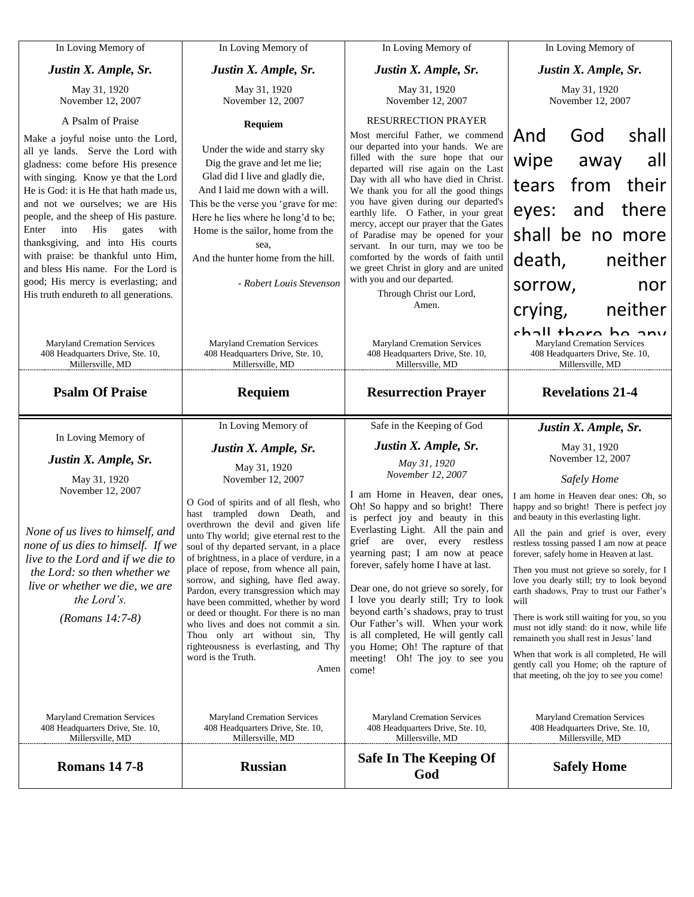In Loving Memory of

***Justin X. Ample, Sr.***

May 31, 1920
November 12, 2007

A Psalm of Praise

Make a joyful noise unto the Lord, all ye lands. Serve the Lord with gladness: come before His presence with singing. Know ye that the Lord He is God: it is He that hath made us, and not we ourselves; we are His people, and the sheep of His pasture. Enter into His gates with thanksgiving, and into His courts with praise: be thankful unto Him, and bless His name. For the Lord is good; His mercy is everlasting; and His truth endureth to all generations.

Maryland Cremation Services
408 Headquarters Drive, Ste. 10,
Millersville, MD

## Psalm Of Praise

---

In Loving Memory of

***Justin X. Ample, Sr.***

May 31, 1920
November 12, 2007

**Requiem**

Under the wide and starry sky
Dig the grave and let me lie;
Glad did I live and gladly die,
And I laid me down with a will.
This be the verse you 'grave for me:
Here he lies where he long'd to be;
Home is the sailor, home from the sea,
And the hunter home from the hill.

*- Robert Louis Stevenson*

Maryland Cremation Services
408 Headquarters Drive, Ste. 10,
Millersville, MD

## Requiem

---

In Loving Memory of

***Justin X. Ample, Sr.***

May 31, 1920
November 12, 2007

RESURRECTION PRAYER

Most merciful Father, we commend our departed into your hands. We are filled with the sure hope that our departed will rise again on the Last Day with all who have died in Christ. We thank you for all the good things you have given during our departed's earthly life. O Father, in your great mercy, accept our prayer that the Gates of Paradise may be opened for your servant. In our turn, may we too be comforted by the words of faith until we greet Christ in glory and are united with you and our departed.

Through Christ our Lord,
Amen.

Maryland Cremation Services
408 Headquarters Drive, Ste. 10,
Millersville, MD

## Resurrection Prayer

---

In Loving Memory of

***Justin X. Ample, Sr.***

May 31, 1920
November 12, 2007

And God shall wipe away all tears from their eyes: and there shall be no more death, neither sorrow, nor crying, neither shall there be any

Maryland Cremation Services
408 Headquarters Drive, Ste. 10,
Millersville, MD

## Revelations 21-4

---

In Loving Memory of

***Justin X. Ample, Sr.***

May 31, 1920
November 12, 2007

*None of us lives to himself, and none of us dies to himself. If we live to the Lord and if we die to the Lord: so then whether we live or whether we die, we are the Lord's.*

*(Romans 14:7-8)*

Maryland Cremation Services
408 Headquarters Drive, Ste. 10,
Millersville, MD

## Romans 14 7-8

---

In Loving Memory of

***Justin X. Ample, Sr.***

May 31, 1920
November 12, 2007

O God of spirits and of all flesh, who hast trampled down Death, and overthrown the devil and given life unto Thy world; give eternal rest to the soul of thy departed servant, in a place of brightness, in a place of verdure, in a place of repose, from whence all pain, sorrow, and sighing, have fled away. Pardon, every transgression which may have been committed, whether by word or deed or thought. For there is no man who lives and does not commit a sin. Thou only art without sin, Thy righteousness is everlasting, and Thy word is the Truth.

Amen

Maryland Cremation Services
408 Headquarters Drive, Ste. 10,
Millersville, MD

## Russian

---

Safe in the Keeping of God

***Justin X. Ample, Sr.***

*May 31, 1920*
*November 12, 2007*

I am Home in Heaven, dear ones, Oh! So happy and so bright! There is perfect joy and beauty in this Everlasting Light. All the pain and grief are over, every restless yearning past; I am now at peace forever, safely home I have at last.

Dear one, do not grieve so sorely, for I love you dearly still; Try to look beyond earth's shadows, pray to trust Our Father's will. When your work is all completed, He will gently call you Home; Oh! The rapture of that meeting! Oh! The joy to see you come!

Maryland Cremation Services
408 Headquarters Drive, Ste. 10,
Millersville, MD

## Safe In The Keeping Of God

---

***Justin X. Ample, Sr.***

May 31, 1920
November 12, 2007

*Safely Home*

I am home in Heaven dear ones: Oh, so happy and so bright! There is perfect joy and beauty in this everlasting light.

All the pain and grief is over, every restless tossing passed I am now at peace forever, safely home in Heaven at last.

Then you must not grieve so sorely, for I love you dearly still; try to look beyond earth shadows, Pray to trust our Father's will

There is work still waiting for you, so you must not idly stand: do it now, while life remaineth you shall rest in Jesus' land

When that work is all completed, He will gently call you Home; oh the rapture of that meeting, oh the joy to see you come!

Maryland Cremation Services
408 Headquarters Drive, Ste. 10,
Millersville, MD

## Safely Home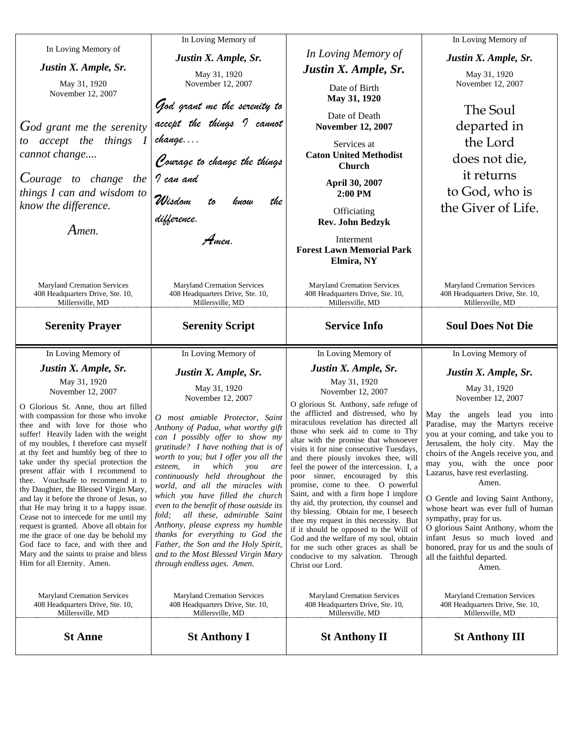In Loving Memory of

*Justin X. Ample, Sr.*

May 31, 1920
November 12, 2007

*God grant me the serenity to accept the things I cannot change....*

*Courage to change the things I can and wisdom to know the difference.*

*Amen.*

Maryland Cremation Services
408 Headquarters Drive, Ste. 10,
Millersville, MD

**Serenity Prayer**

---

In Loving Memory of

*Justin X. Ample, Sr.*

May 31, 1920
November 12, 2007

*God grant me the serenity to accept the things I cannot change....*

*Courage to change the things I can and*

*Wisdom to know the difference.*

*Amen.*

Maryland Cremation Services
408 Headquarters Drive, Ste. 10,
Millersville, MD

**Serenity Script**

---

*In Loving Memory of*

***Justin X. Ample, Sr.***

Date of Birth
**May 31, 1920**

Date of Death
**November 12, 2007**

Services at
**Caton United Methodist Church**

**April 30, 2007**
**2:00 PM**

Officiating
**Rev. John Bedzyk**

Interment
**Forest Lawn Memorial Park**
**Elmira, NY**

Maryland Cremation Services
408 Headquarters Drive, Ste. 10,
Millersville, MD

**Service Info**

---

In Loving Memory of

*Justin X. Ample, Sr.*

May 31, 1920
November 12, 2007

The Soul
departed in
the Lord
does not die,
it returns
to God, who is
the Giver of Life.

Maryland Cremation Services
408 Headquarters Drive, Ste. 10,
Millersville, MD

**Soul Does Not Die**

---

In Loving Memory of

*Justin X. Ample, Sr.*

May 31, 1920
November 12, 2007

O Glorious St. Anne, thou art filled with compassion for those who invoke thee and with love for those who suffer! Heavily laden with the weight of my troubles, I therefore cast myself at thy feet and humbly beg of thee to take under thy special protection the present affair with I recommend to thee. Vouchsafe to recommend it to thy Daughter, the Blessed Virgin Mary, and lay it before the throne of Jesus, so that He may bring it to a happy issue. Cease not to intercede for me until my request is granted. Above all obtain for me the grace of one day be behold my God face to face, and with thee and Mary and the saints to praise and bless Him for all Eternity. Amen.

Maryland Cremation Services
408 Headquarters Drive, Ste. 10,
Millersville, MD

**St Anne**

---

In Loving Memory of

*Justin X. Ample, Sr.*

May 31, 1920
November 12, 2007

*O most amiable Protector, Saint Anthony of Padua, what worthy gift can I possibly offer to show my gratitude? I have nothing that is of worth to you; but I offer you all the esteem, in which you are continuously held throughout the world, and all the miracles with which you have filled the church even to the benefit of those outside its fold; all these, admirable Saint Anthony, please express my humble thanks for everything to God the Father, the Son and the Holy Spirit, and to the Most Blessed Virgin Mary through endless ages. Amen.*

Maryland Cremation Services
408 Headquarters Drive, Ste. 10,
Millersville, MD

**St Anthony I**

---

In Loving Memory of

*Justin X. Ample, Sr.*

May 31, 1920
November 12, 2007

O glorious St. Anthony, safe refuge of the afflicted and distressed, who by miraculous revelation has directed all those who seek aid to come to Thy altar with the promise that whosoever visits it for nine consecutive Tuesdays, and there piously invokes thee, will feel the power of the intercession. I, a poor sinner, encouraged by this promise, come to thee. O powerful Saint, and with a firm hope I implore thy aid, thy protection, thy counsel and thy blessing. Obtain for me, I beseech thee my request in this necessity. But if it should be opposed to the Will of God and the welfare of my soul, obtain for me such other graces as shall be conducive to my salvation. Through Christ our Lord.

Maryland Cremation Services
408 Headquarters Drive, Ste. 10,
Millersville, MD

**St Anthony II**

---

In Loving Memory of

*Justin X. Ample, Sr.*

May 31, 1920
November 12, 2007

May the angels lead you into Paradise, may the Martyrs receive you at your coming, and take you to Jerusalem, the holy city. May the choirs of the Angels receive you, and may you, with the once poor Lazarus, have rest everlasting.
Amen.

O Gentle and loving Saint Anthony, whose heart was ever full of human sympathy, pray for us.
O glorious Saint Anthony, whom the infant Jesus so much loved and honored, pray for us and the souls of all the faithful departed.
Amen.

Maryland Cremation Services
408 Headquarters Drive, Ste. 10,
Millersville, MD

**St Anthony III**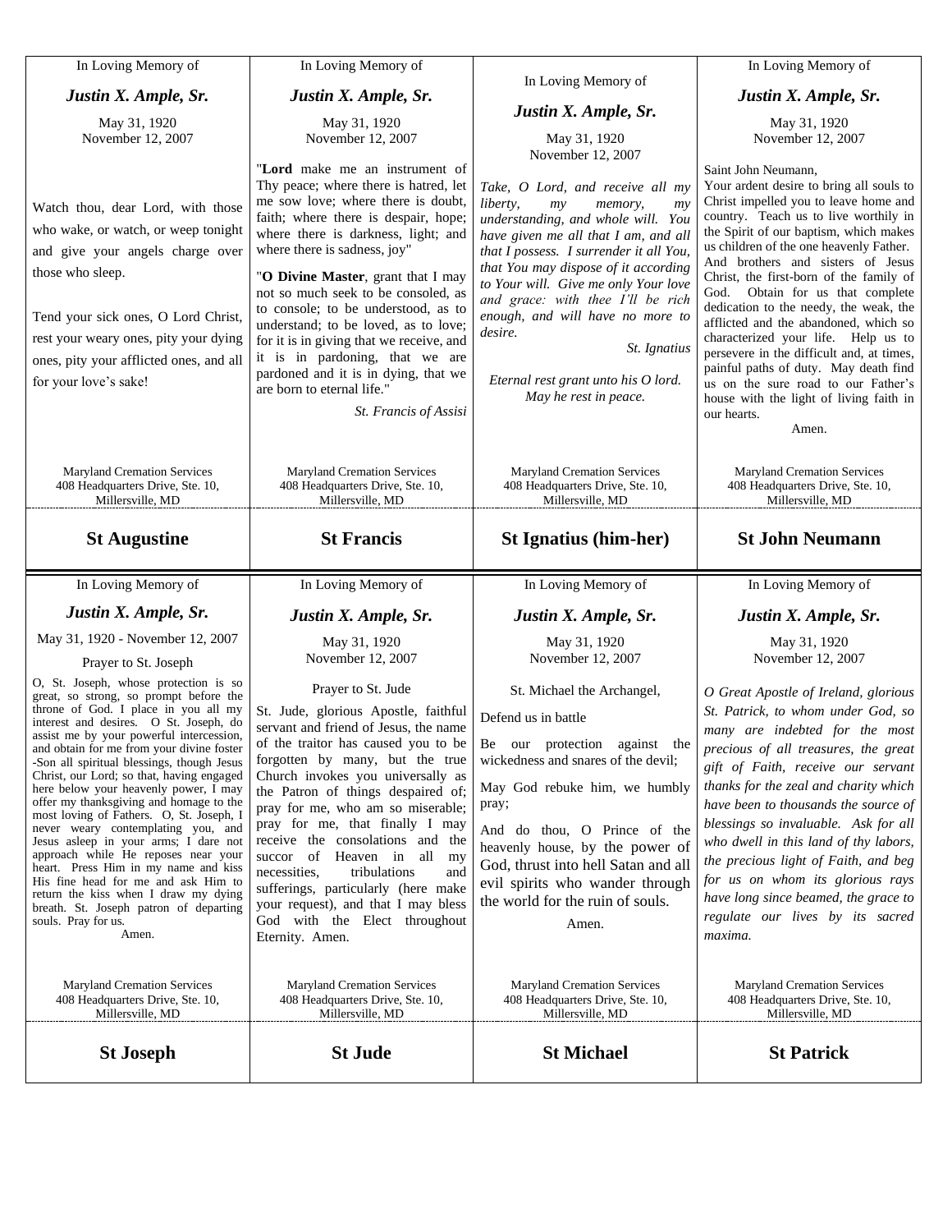## St Augustine

In Loving Memory of

***Justin X. Ample, Sr.***

May 31, 1920
November 12, 2007

Watch thou, dear Lord, with those who wake, or watch, or weep tonight and give your angels charge over those who sleep.

Tend your sick ones, O Lord Christ, rest your weary ones, pity your dying ones, pity your afflicted ones, and all for your love's sake!

Maryland Cremation Services
408 Headquarters Drive, Ste. 10,
Millersville, MD

## St Francis

In Loving Memory of

***Justin X. Ample, Sr.***

May 31, 1920
November 12, 2007

"**Lord** make me an instrument of Thy peace; where there is hatred, let me sow love; where there is doubt, faith; where there is despair, hope; where there is darkness, light; and where there is sadness, joy"

"**O Divine Master**, grant that I may not so much seek to be consoled, as to console; to be understood, as to understand; to be loved, as to love; for it is in giving that we receive, and it is in pardoning, that we are pardoned and it is in dying, that we are born to eternal life."

*St. Francis of Assisi*

Maryland Cremation Services
408 Headquarters Drive, Ste. 10,
Millersville, MD

## St Ignatius (him-her)

In Loving Memory of

***Justin X. Ample, Sr.***

May 31, 1920
November 12, 2007

*Take, O Lord, and receive all my liberty, my memory, my understanding, and whole will. You have given me all that I am, and all that I possess. I surrender it all You, that You may dispose of it according to Your will. Give me only Your love and grace: with thee I'll be rich enough, and will have no more to desire.*

*St. Ignatius*

*Eternal rest grant unto his O lord.
May he rest in peace.*

Maryland Cremation Services
408 Headquarters Drive, Ste. 10,
Millersville, MD

## St John Neumann

In Loving Memory of

***Justin X. Ample, Sr.***

May 31, 1920
November 12, 2007

Saint John Neumann,
Your ardent desire to bring all souls to Christ impelled you to leave home and country. Teach us to live worthily in the Spirit of our baptism, which makes us children of the one heavenly Father. And brothers and sisters of Jesus Christ, the first-born of the family of God. Obtain for us that complete dedication to the needy, the weak, the afflicted and the abandoned, which so characterized your life. Help us to persevere in the difficult and, at times, painful paths of duty. May death find us on the sure road to our Father's house with the light of living faith in our hearts.
Amen.

Maryland Cremation Services
408 Headquarters Drive, Ste. 10,
Millersville, MD

## St Joseph

In Loving Memory of

***Justin X. Ample, Sr.***

May 31, 1920 - November 12, 2007

Prayer to St. Joseph

O, St. Joseph, whose protection is so great, so strong, so prompt before the throne of God. I place in you all my interest and desires. O St. Joseph, do assist me by your powerful intercession, and obtain for me from your divine foster -Son all spiritual blessings, though Jesus Christ, our Lord; so that, having engaged here below your heavenly power, I may offer my thanksgiving and homage to the most loving of Fathers. O, St. Joseph, I never weary contemplating you, and Jesus asleep in your arms; I dare not approach while He reposes near your heart. Press Him in my name and kiss His fine head for me and ask Him to return the kiss when I draw my dying breath. St. Joseph patron of departing souls. Pray for us.
Amen.

Maryland Cremation Services
408 Headquarters Drive, Ste. 10,
Millersville, MD

## St Jude

In Loving Memory of

***Justin X. Ample, Sr.***

May 31, 1920
November 12, 2007

Prayer to St. Jude

St. Jude, glorious Apostle, faithful servant and friend of Jesus, the name of the traitor has caused you to be forgotten by many, but the true Church invokes you universally as the Patron of things despaired of; pray for me, who am so miserable; pray for me, that finally I may receive the consolations and the succor of Heaven in all my necessities, tribulations and sufferings, particularly (here make your request), and that I may bless God with the Elect throughout Eternity. Amen.

Maryland Cremation Services
408 Headquarters Drive, Ste. 10,
Millersville, MD

## St Michael

In Loving Memory of

***Justin X. Ample, Sr.***

May 31, 1920
November 12, 2007

St. Michael the Archangel,

Defend us in battle

Be our protection against the wickedness and snares of the devil;

May God rebuke him, we humbly pray;

And do thou, O Prince of the heavenly house, by the power of God, thrust into hell Satan and all evil spirits who wander through the world for the ruin of souls.

Amen.

Maryland Cremation Services
408 Headquarters Drive, Ste. 10,
Millersville, MD

## St Patrick

In Loving Memory of

***Justin X. Ample, Sr.***

May 31, 1920
November 12, 2007

*O Great Apostle of Ireland, glorious St. Patrick, to whom under God, so many are indebted for the most precious of all treasures, the great gift of Faith, receive our servant thanks for the zeal and charity which have been to thousands the source of blessings so invaluable. Ask for all who dwell in this land of thy labors, the precious light of Faith, and beg for us on whom its glorious rays have long since beamed, the grace to regulate our lives by its sacred maxima.*

Maryland Cremation Services
408 Headquarters Drive, Ste. 10,
Millersville, MD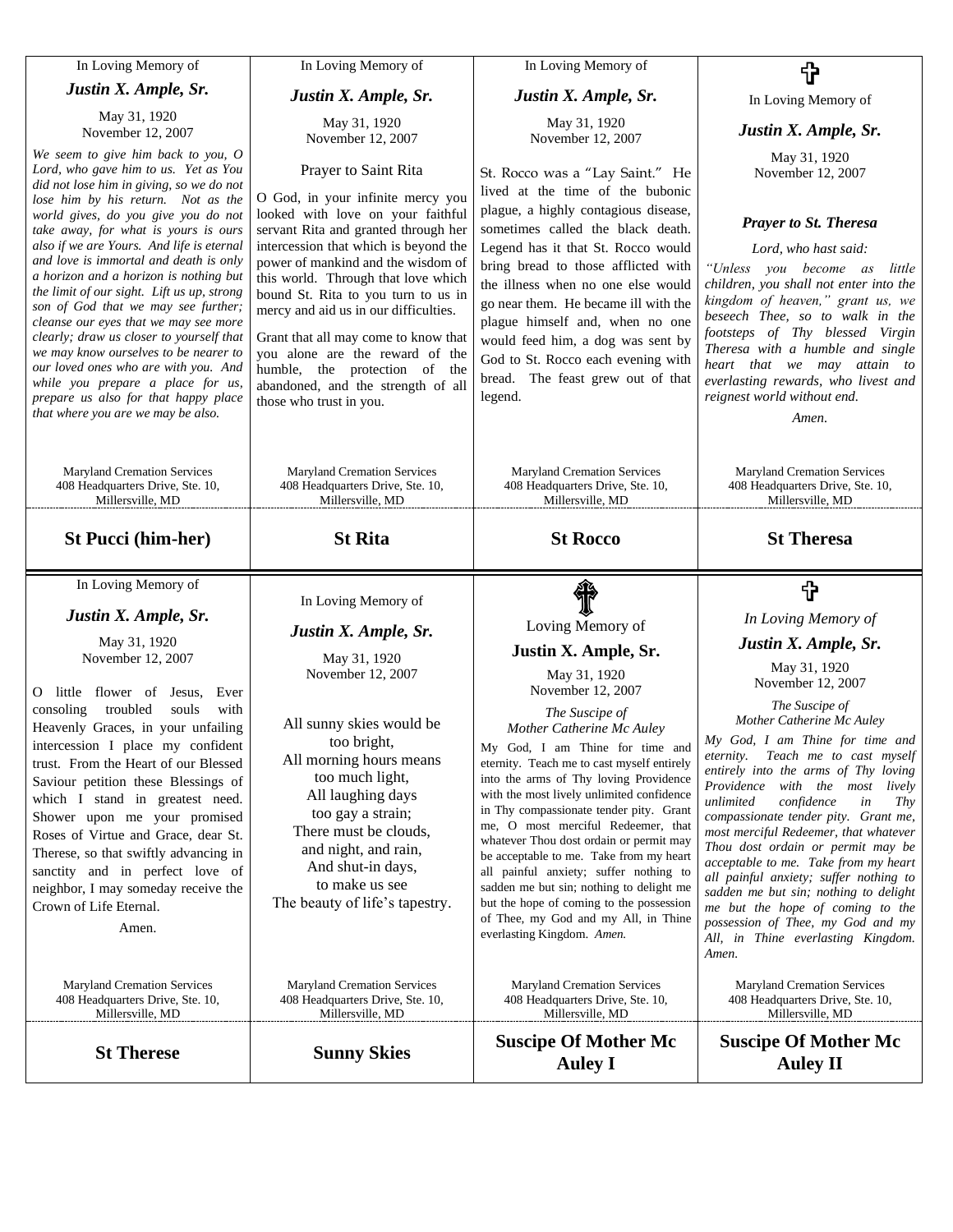In Loving Memory of

***Justin X. Ample, Sr.***

May 31, 1920
November 12, 2007

*We seem to give him back to you, O Lord, who gave him to us. Yet as You did not lose him in giving, so we do not lose him by his return. Not as the world gives, do you give you do not take away, for what is yours is ours also if we are Yours. And life is eternal and love is immortal and death is only a horizon and a horizon is nothing but the limit of our sight. Lift us up, strong son of God that we may see further; cleanse our eyes that we may see more clearly; draw us closer to yourself that we may know ourselves to be nearer to our loved ones who are with you. And while you prepare a place for us, prepare us also for that happy place that where you are we may be also.*

Maryland Cremation Services
408 Headquarters Drive, Ste. 10,
Millersville, MD

**St Pucci (him-her)**

---

In Loving Memory of

***Justin X. Ample, Sr.***

May 31, 1920
November 12, 2007

Prayer to Saint Rita

O God, in your infinite mercy you looked with love on your faithful servant Rita and granted through her intercession that which is beyond the power of mankind and the wisdom of this world. Through that love which bound St. Rita to you turn to us in mercy and aid us in our difficulties.

Grant that all may come to know that you alone are the reward of the humble, the protection of the abandoned, and the strength of all those who trust in you.

Maryland Cremation Services
408 Headquarters Drive, Ste. 10,
Millersville, MD

**St Rita**

---

In Loving Memory of

***Justin X. Ample, Sr.***

May 31, 1920
November 12, 2007

St. Rocco was a "Lay Saint." He lived at the time of the bubonic plague, a highly contagious disease, sometimes called the black death. Legend has it that St. Rocco would bring bread to those afflicted with the illness when no one else would go near them. He became ill with the plague himself and, when no one would feed him, a dog was sent by God to St. Rocco each evening with bread. The feast grew out of that legend.

Maryland Cremation Services
408 Headquarters Drive, Ste. 10,
Millersville, MD

**St Rocco**

---

✞

In Loving Memory of

***Justin X. Ample, Sr.***

May 31, 1920
November 12, 2007

***Prayer to St. Theresa***

*Lord, who hast said:*

*"Unless you become as little children, you shall not enter into the kingdom of heaven," grant us, we beseech Thee, so to walk in the footsteps of Thy blessed Virgin Theresa with a humble and single heart that we may attain to everlasting rewards, who livest and reignest world without end.*

*Amen.*

Maryland Cremation Services
408 Headquarters Drive, Ste. 10,
Millersville, MD

**St Theresa**

---

In Loving Memory of

***Justin X. Ample, Sr.***

May 31, 1920
November 12, 2007

O little flower of Jesus, Ever consoling troubled souls with Heavenly Graces, in your unfailing intercession I place my confident trust. From the Heart of our Blessed Saviour petition these Blessings of which I stand in greatest need. Shower upon me your promised Roses of Virtue and Grace, dear St. Therese, so that swiftly advancing in sanctity and in perfect love of neighbor, I may someday receive the Crown of Life Eternal.

Amen.

Maryland Cremation Services
408 Headquarters Drive, Ste. 10,
Millersville, MD

**St Therese**

---

In Loving Memory of

***Justin X. Ample, Sr.***

May 31, 1920
November 12, 2007

All sunny skies would be
too bright,
All morning hours means
too much light,
All laughing days
too gay a strain;
There must be clouds,
and night, and rain,
And shut-in days,
to make us see
The beauty of life's tapestry.

Maryland Cremation Services
408 Headquarters Drive, Ste. 10,
Millersville, MD

**Sunny Skies**

---

Loving Memory of

**Justin X. Ample, Sr.**

May 31, 1920
November 12, 2007

*The Suscipe of*
*Mother Catherine Mc Auley*

My God, I am Thine for time and eternity. Teach me to cast myself entirely into the arms of Thy loving Providence with the most lively unlimited confidence in Thy compassionate tender pity. Grant me, O most merciful Redeemer, that whatever Thou dost ordain or permit may be acceptable to me. Take from my heart all painful anxiety; suffer nothing to sadden me but sin; nothing to delight me but the hope of coming to the possession of Thee, my God and my All, in Thine everlasting Kingdom. *Amen.*

Maryland Cremation Services
408 Headquarters Drive, Ste. 10,
Millersville, MD

**Suscipe Of Mother Mc Auley I**

---

✞

*In Loving Memory of*

***Justin X. Ample, Sr.***

May 31, 1920
November 12, 2007

*The Suscipe of*
*Mother Catherine Mc Auley*

*My God, I am Thine for time and eternity. Teach me to cast myself entirely into the arms of Thy loving Providence with the most lively unlimited confidence in Thy compassionate tender pity. Grant me, most merciful Redeemer, that whatever Thou dost ordain or permit may be acceptable to me. Take from my heart all painful anxiety; suffer nothing to sadden me but sin; nothing to delight me but the hope of coming to the possession of Thee, my God and my All, in Thine everlasting Kingdom. Amen.*

Maryland Cremation Services
408 Headquarters Drive, Ste. 10,
Millersville, MD

**Suscipe Of Mother Mc Auley II**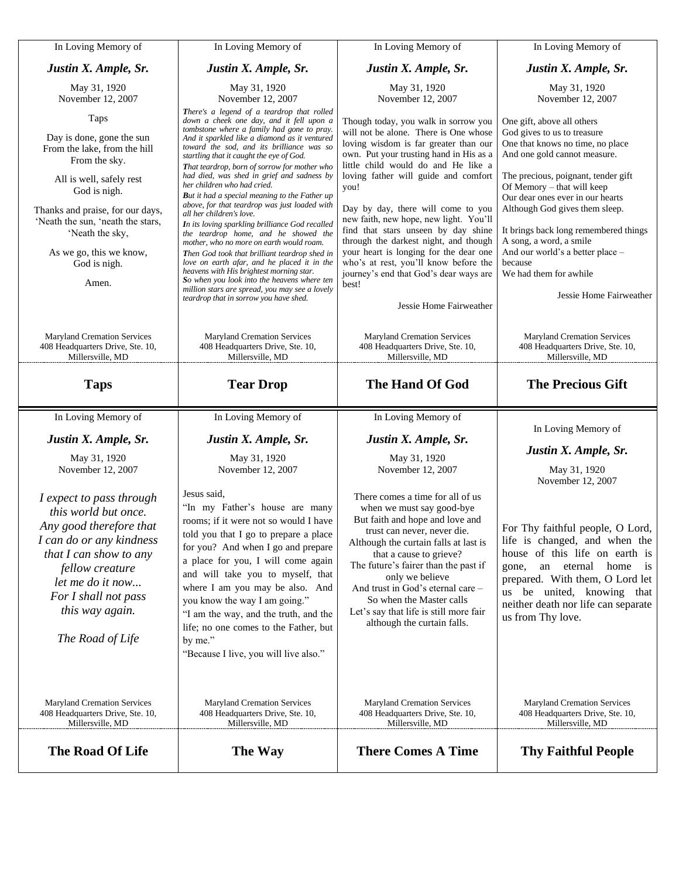In Loving Memory of

***Justin X. Ample, Sr.***

May 31, 1920
November 12, 2007

Taps

Day is done, gone the sun
From the lake, from the hill
From the sky.

All is well, safely rest
God is nigh.

Thanks and praise, for our days,
'Neath the sun, 'neath the stars,
'Neath the sky,

As we go, this we know,
God is nigh.

Amen.

Maryland Cremation Services
408 Headquarters Drive, Ste. 10,
Millersville, MD

## Taps

---

In Loving Memory of

***Justin X. Ample, Sr.***

May 31, 1920
November 12, 2007

*There's a legend of a teardrop that rolled down a cheek one day, and it fell upon a tombstone where a family had gone to pray. And it sparkled like a diamond as it ventured toward the sod, and its brilliance was so startling that it caught the eye of God.*

*That teardrop, born of sorrow for mother who had died, was shed in grief and sadness by her children who had cried.*

*But it had a special meaning to the Father up above, for that teardrop was just loaded with all her children's love.*

*In its loving sparkling brilliance God recalled the teardrop home, and he showed the mother, who no more on earth would roam.*

*Then God took that brilliant teardrop shed in love on earth afar, and he placed it in the heavens with His brightest morning star.*

*So when you look into the heavens where ten million stars are spread, you may see a lovely teardrop that in sorrow you have shed.*

Maryland Cremation Services
408 Headquarters Drive, Ste. 10,
Millersville, MD

## Tear Drop

---

In Loving Memory of

***Justin X. Ample, Sr.***

May 31, 1920
November 12, 2007

Though today, you walk in sorrow you will not be alone. There is One whose loving wisdom is far greater than our own. Put your trusting hand in His as a little child would do and He like a loving father will guide and comfort you!

Day by day, there will come to you new faith, new hope, new light. You'll find that stars unseen by day shine through the darkest night, and though your heart is longing for the dear one who's at rest, you'll know before the journey's end that God's dear ways are best!

Jessie Home Fairweather

Maryland Cremation Services
408 Headquarters Drive, Ste. 10,
Millersville, MD

## The Hand Of God

---

In Loving Memory of

***Justin X. Ample, Sr.***

May 31, 1920
November 12, 2007

One gift, above all others
God gives to us to treasure
One that knows no time, no place
And one gold cannot measure.

The precious, poignant, tender gift
Of Memory – that will keep
Our dear ones ever in our hearts
Although God gives them sleep.

It brings back long remembered things
A song, a word, a smile
And our world's a better place – because
We had them for awhile

Jessie Home Fairweather

Maryland Cremation Services
408 Headquarters Drive, Ste. 10,
Millersville, MD

## The Precious Gift

---

In Loving Memory of

***Justin X. Ample, Sr.***

May 31, 1920
November 12, 2007

*I expect to pass through this world but once.*
*Any good therefore that I can do or any kindness that I can show to any fellow creature let me do it now...*
*For I shall not pass this way again.*

*The Road of Life*

Maryland Cremation Services
408 Headquarters Drive, Ste. 10,
Millersville, MD

## The Road Of Life

---

In Loving Memory of

***Justin X. Ample, Sr.***

May 31, 1920
November 12, 2007

Jesus said,
"In my Father's house are many rooms; if it were not so would I have told you that I go to prepare a place for you? And when I go and prepare a place for you, I will come again and will take you to myself, that where I am you may be also. And you know the way I am going."
"I am the way, and the truth, and the life; no one comes to the Father, but by me."
"Because I live, you will live also."

Maryland Cremation Services
408 Headquarters Drive, Ste. 10,
Millersville, MD

## The Way

---

In Loving Memory of

***Justin X. Ample, Sr.***

May 31, 1920
November 12, 2007

There comes a time for all of us
when we must say good-bye
But faith and hope and love and
trust can never, never die.
Although the curtain falls at last is
that a cause to grieve?
The future's fairer than the past if
only we believe
And trust in God's eternal care –
So when the Master calls
Let's say that life is still more fair
although the curtain falls.

Maryland Cremation Services
408 Headquarters Drive, Ste. 10,
Millersville, MD

## There Comes A Time

---

In Loving Memory of

***Justin X. Ample, Sr.***

May 31, 1920
November 12, 2007

For Thy faithful people, O Lord, life is changed, and when the house of this life on earth is gone, an eternal home is prepared. With them, O Lord let us be united, knowing that neither death nor life can separate us from Thy love.

Maryland Cremation Services
408 Headquarters Drive, Ste. 10,
Millersville, MD

## Thy Faithful People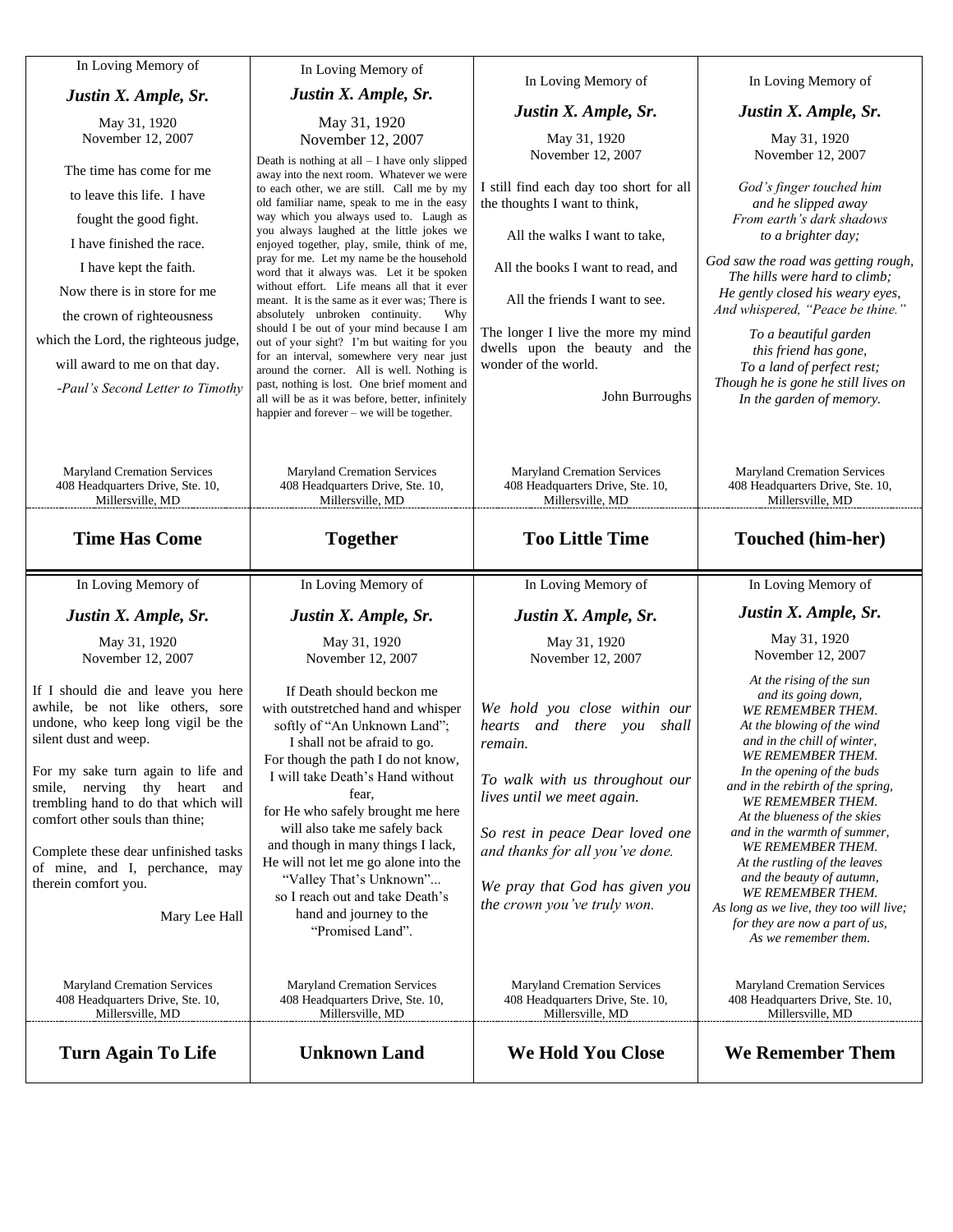## Time Has Come

In Loving Memory of

***Justin X. Ample, Sr.***

May 31, 1920
November 12, 2007

The time has come for me
to leave this life. I have
fought the good fight.
I have finished the race.
I have kept the faith.
Now there is in store for me
the crown of righteousness
which the Lord, the righteous judge,
will award to me on that day.

*-Paul's Second Letter to Timothy*

Maryland Cremation Services
408 Headquarters Drive, Ste. 10,
Millersville, MD

---

## Together

In Loving Memory of

***Justin X. Ample, Sr.***

May 31, 1920
November 12, 2007

Death is nothing at all – I have only slipped away into the next room. Whatever we were to each other, we are still. Call me by my old familiar name, speak to me in the easy way which you always used to. Laugh as you always laughed at the little jokes we enjoyed together, play, smile, think of me, pray for me. Let my name be the household word that it always was. Let it be spoken without effort. Life means all that it ever meant. It is the same as it ever was; There is absolutely unbroken continuity. Why should I be out of your mind because I am out of your sight? I'm but waiting for you for an interval, somewhere very near just around the corner. All is well. Nothing is past, nothing is lost. One brief moment and all will be as it was before, better, infinitely happier and forever – we will be together.

Maryland Cremation Services
408 Headquarters Drive, Ste. 10,
Millersville, MD

---

## Too Little Time

In Loving Memory of

***Justin X. Ample, Sr.***

May 31, 1920
November 12, 2007

I still find each day too short for all the thoughts I want to think,

All the walks I want to take,

All the books I want to read, and

All the friends I want to see.

The longer I live the more my mind dwells upon the beauty and the wonder of the world.

John Burroughs

Maryland Cremation Services
408 Headquarters Drive, Ste. 10,
Millersville, MD

---

## Touched (him-her)

In Loving Memory of

***Justin X. Ample, Sr.***

May 31, 1920
November 12, 2007

*God's finger touched him*
*and he slipped away*
*From earth's dark shadows*
*to a brighter day;*

*God saw the road was getting rough,*
*The hills were hard to climb;*
*He gently closed his weary eyes,*
*And whispered, "Peace be thine."*

*To a beautiful garden*
*this friend has gone,*
*To a land of perfect rest;*
*Though he is gone he still lives on*
*In the garden of memory.*

Maryland Cremation Services
408 Headquarters Drive, Ste. 10,
Millersville, MD

---

## Turn Again To Life

In Loving Memory of

***Justin X. Ample, Sr.***

May 31, 1920
November 12, 2007

If I should die and leave you here awhile, be not like others, sore undone, who keep long vigil be the silent dust and weep.

For my sake turn again to life and smile, nerving thy heart and trembling hand to do that which will comfort other souls than thine;

Complete these dear unfinished tasks of mine, and I, perchance, may therein comfort you.

Mary Lee Hall

Maryland Cremation Services
408 Headquarters Drive, Ste. 10,
Millersville, MD

---

## Unknown Land

In Loving Memory of

***Justin X. Ample, Sr.***

May 31, 1920
November 12, 2007

If Death should beckon me
with outstretched hand and whisper
softly of "An Unknown Land";
I shall not be afraid to go.
For though the path I do not know,
I will take Death's Hand without
fear,
for He who safely brought me here
will also take me safely back
and though in many things I lack,
He will not let me go alone into the
"Valley That's Unknown"...
so I reach out and take Death's
hand and journey to the
"Promised Land".

Maryland Cremation Services
408 Headquarters Drive, Ste. 10,
Millersville, MD

---

## We Hold You Close

In Loving Memory of

***Justin X. Ample, Sr.***

May 31, 1920
November 12, 2007

*We hold you close within our hearts and there you shall remain.*

*To walk with us throughout our lives until we meet again.*

*So rest in peace Dear loved one and thanks for all you've done.*

*We pray that God has given you the crown you've truly won.*

Maryland Cremation Services
408 Headquarters Drive, Ste. 10,
Millersville, MD

---

## We Remember Them

In Loving Memory of

***Justin X. Ample, Sr.***

May 31, 1920
November 12, 2007

*At the rising of the sun*
*and its going down,*
*WE REMEMBER THEM.*
*At the blowing of the wind*
*and in the chill of winter,*
*WE REMEMBER THEM.*
*In the opening of the buds*
*and in the rebirth of the spring,*
*WE REMEMBER THEM.*
*At the blueness of the skies*
*and in the warmth of summer,*
*WE REMEMBER THEM.*
*At the rustling of the leaves*
*and the beauty of autumn,*
*WE REMEMBER THEM.*
*As long as we live, they too will live;*
*for they are now a part of us,*
*As we remember them.*

Maryland Cremation Services
408 Headquarters Drive, Ste. 10,
Millersville, MD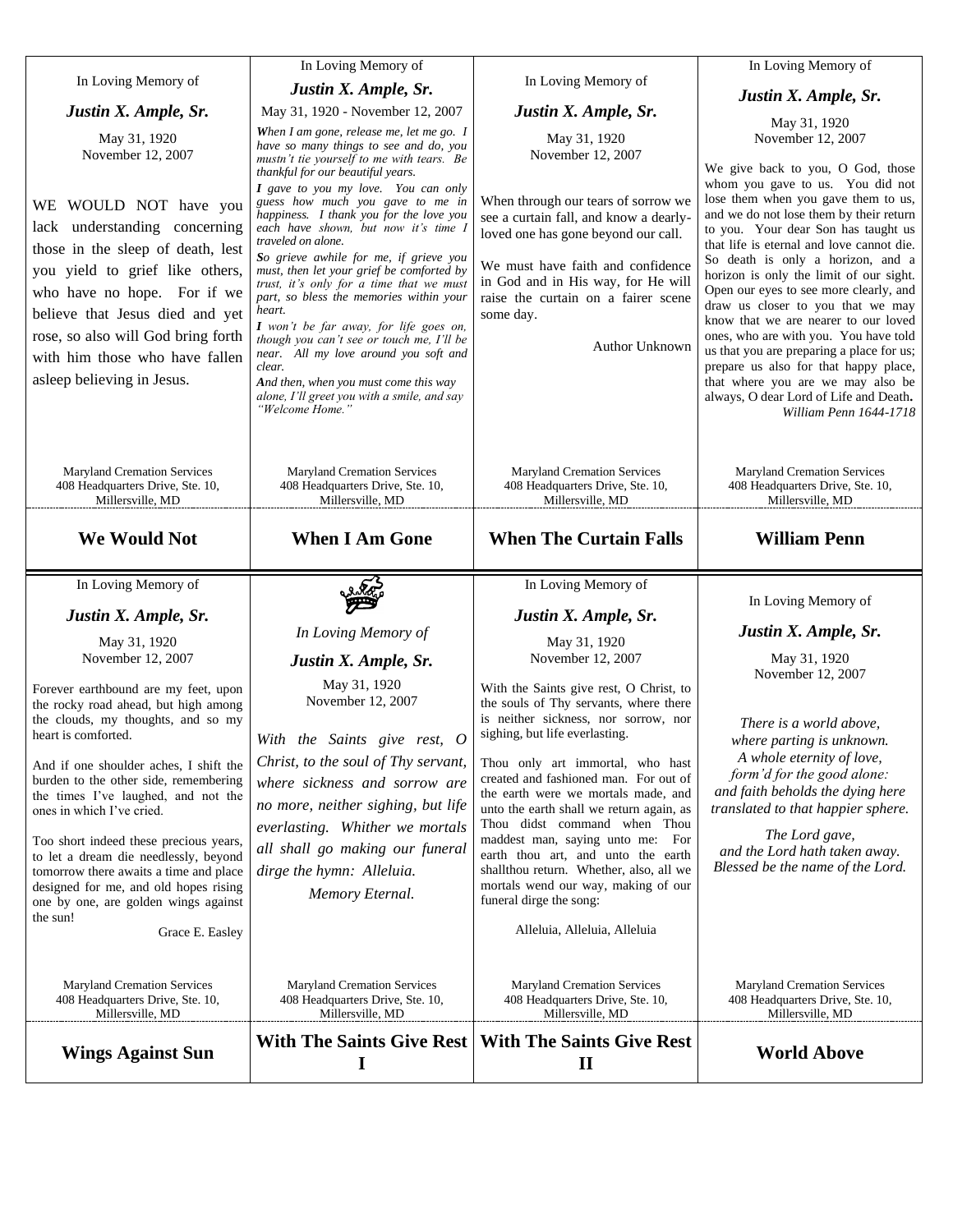In Loving Memory of

***Justin X. Ample, Sr.***

May 31, 1920
November 12, 2007

WE WOULD NOT have you lack understanding concerning those in the sleep of death, lest you yield to grief like others, who have no hope. For if we believe that Jesus died and yet rose, so also will God bring forth with him those who have fallen asleep believing in Jesus.

Maryland Cremation Services
408 Headquarters Drive, Ste. 10,
Millersville, MD

## We Would Not

---

In Loving Memory of

***Justin X. Ample, Sr.***

May 31, 1920 - November 12, 2007

*When I am gone, release me, let me go. I have so many things to see and do, you mustn't tie yourself to me with tears. Be thankful for our beautiful years.*

*I gave to you my love. You can only guess how much you gave to me in happiness. I thank you for the love you each have shown, but now it's time I traveled on alone.*

*So grieve awhile for me, if grieve you must, then let your grief be comforted by trust, it's only for a time that we must part, so bless the memories within your heart.*

*I won't be far away, for life goes on, though you can't see or touch me, I'll be near. All my love around you soft and clear.*

*And then, when you must come this way alone, I'll greet you with a smile, and say "Welcome Home."*

Maryland Cremation Services
408 Headquarters Drive, Ste. 10,
Millersville, MD

## When I Am Gone

---

In Loving Memory of

***Justin X. Ample, Sr.***

May 31, 1920
November 12, 2007

When through our tears of sorrow we see a curtain fall, and know a dearly-loved one has gone beyond our call.

We must have faith and confidence in God and in His way, for He will raise the curtain on a fairer scene some day.

Author Unknown

Maryland Cremation Services
408 Headquarters Drive, Ste. 10,
Millersville, MD

## When The Curtain Falls

---

In Loving Memory of

***Justin X. Ample, Sr.***

May 31, 1920
November 12, 2007

We give back to you, O God, those whom you gave to us. You did not lose them when you gave them to us, and we do not lose them by their return to you. Your dear Son has taught us that life is eternal and love cannot die. So death is only a horizon, and a horizon is only the limit of our sight. Open our eyes to see more clearly, and draw us closer to you that we may know that we are nearer to our loved ones, who are with you. You have told us that you are preparing a place for us; prepare us also for that happy place, that where you are we may also be always, O dear Lord of Life and Death**.**

*William Penn 1644-1718*

Maryland Cremation Services
408 Headquarters Drive, Ste. 10,
Millersville, MD

## William Penn

---

In Loving Memory of

***Justin X. Ample, Sr.***

May 31, 1920
November 12, 2007

Forever earthbound are my feet, upon the rocky road ahead, but high among the clouds, my thoughts, and so my heart is comforted.

And if one shoulder aches, I shift the burden to the other side, remembering the times I've laughed, and not the ones in which I've cried.

Too short indeed these precious years, to let a dream die needlessly, beyond tomorrow there awaits a time and place designed for me, and old hopes rising one by one, are golden wings against the sun!

Grace E. Easley

Maryland Cremation Services
408 Headquarters Drive, Ste. 10,
Millersville, MD

## Wings Against Sun

---

*In Loving Memory of*

***Justin X. Ample, Sr.***

May 31, 1920
November 12, 2007

*With the Saints give rest, O Christ, to the soul of Thy servant, where sickness and sorrow are no more, neither sighing, but life everlasting. Whither we mortals all shall go making our funeral dirge the hymn: Alleluia.*

*Memory Eternal.*

Maryland Cremation Services
408 Headquarters Drive, Ste. 10,
Millersville, MD

## With The Saints Give Rest I

---

In Loving Memory of

***Justin X. Ample, Sr.***

May 31, 1920
November 12, 2007

With the Saints give rest, O Christ, to the souls of Thy servants, where there is neither sickness, nor sorrow, nor sighing, but life everlasting.

Thou only art immortal, who hast created and fashioned man. For out of the earth were we mortals made, and unto the earth shall we return again, as Thou didst command when Thou maddest man, saying unto me: For earth thou art, and unto the earth shallthou return. Whether, also, all we mortals wend our way, making of our funeral dirge the song:

Alleluia, Alleluia, Alleluia

Maryland Cremation Services
408 Headquarters Drive, Ste. 10,
Millersville, MD

## With The Saints Give Rest II

---

In Loving Memory of

***Justin X. Ample, Sr.***

May 31, 1920
November 12, 2007

*There is a world above,*
*where parting is unknown.*
*A whole eternity of love,*
*form'd for the good alone:*
*and faith beholds the dying here*
*translated to that happier sphere.*

*The Lord gave,*
*and the Lord hath taken away.*
*Blessed be the name of the Lord.*

Maryland Cremation Services
408 Headquarters Drive, Ste. 10,
Millersville, MD

## World Above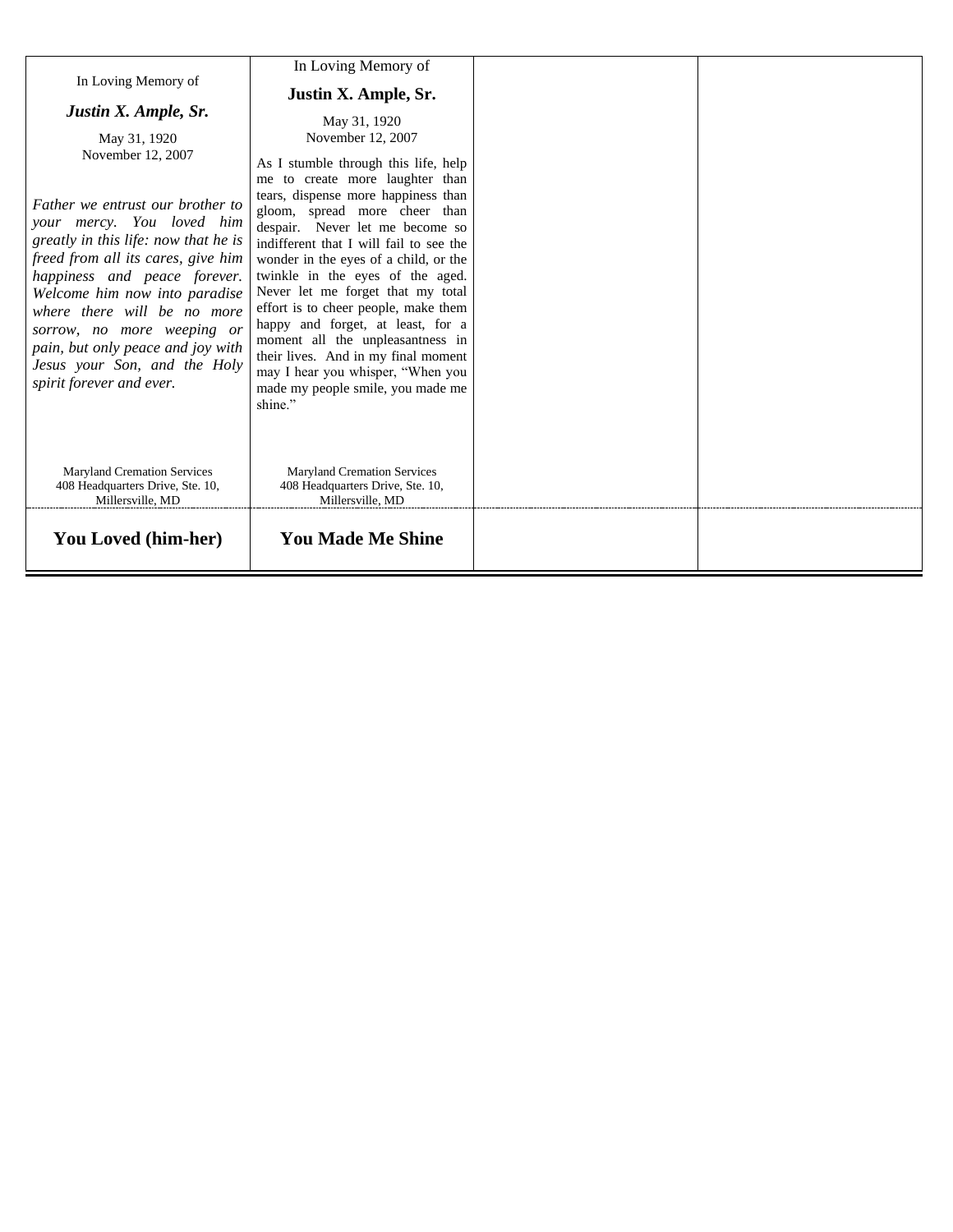| | | | |
|---|---|---|---|
| In Loving Memory of<br><br>***Justin X. Ample, Sr.***<br><br>May 31, 1920<br>November 12, 2007<br><br>*Father we entrust our brother to your mercy. You loved him greatly in this life: now that he is freed from all its cares, give him happiness and peace forever. Welcome him now into paradise where there will be no more sorrow, no more weeping or pain, but only peace and joy with Jesus your Son, and the Holy spirit forever and ever.*<br><br>Maryland Cremation Services<br>408 Headquarters Drive, Ste. 10,<br>Millersville, MD | In Loving Memory of<br><br>**Justin X. Ample, Sr.**<br><br>May 31, 1920<br>November 12, 2007<br><br>As I stumble through this life, help me to create more laughter than tears, dispense more happiness than gloom, spread more cheer than despair. Never let me become so indifferent that I will fail to see the wonder in the eyes of a child, or the twinkle in the eyes of the aged. Never let me forget that my total effort is to cheer people, make them happy and forget, at least, for a moment all the unpleasantness in their lives. And in my final moment may I hear you whisper, "When you made my people smile, you made me shine."<br><br>Maryland Cremation Services<br>408 Headquarters Drive, Ste. 10,<br>Millersville, MD | | |
| **You Loved (him-her)** | **You Made Me Shine** | | |